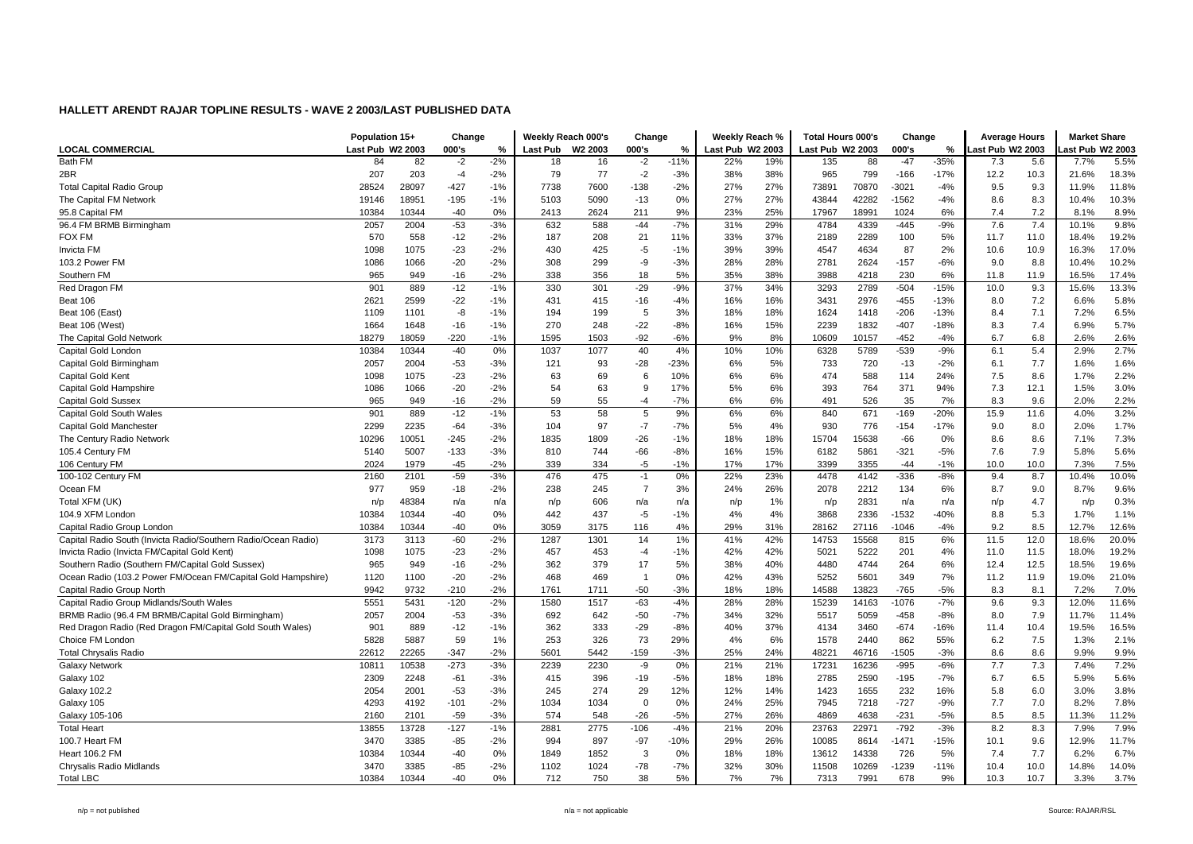# HALLETT ARENDT RAJAR TOPLINE RESULTS - WAVE 2 2003/LAST PUBLISHED DATA

| | Population 15+ | | Change | | Weekly Reach 000's | | Change | | Weekly Reach % | | Total Hours 000's | | Change | | Average Hours | | Market Share | |
|---|---|---|---|---|---|---|---|---|---|---|---|---|---|---|---|---|---|---|
| **LOCAL COMMERCIAL** | **Last Pub** | **W2 2003** | **000's** | **%** | **Last Pub** | **W2 2003** | **000's** | **%** | **Last Pub** | **W2 2003** | **Last Pub** | **W2 2003** | **000's** | **%** | **Last Pub** | **W2 2003** | **Last Pub** | **W2 2003** |
| Bath FM | 84 | 82 | -2 | -2% | 18 | 16 | -2 | -11% | 22% | 19% | 135 | 88 | -47 | -35% | 7.3 | 5.6 | 7.7% | 5.5% |
| 2BR | 207 | 203 | -4 | -2% | 79 | 77 | -2 | -3% | 38% | 38% | 965 | 799 | -166 | -17% | 12.2 | 10.3 | 21.6% | 18.3% |
| Total Capital Radio Group | 28524 | 28097 | -427 | -1% | 7738 | 7600 | -138 | -2% | 27% | 27% | 73891 | 70870 | -3021 | -4% | 9.5 | 9.3 | 11.9% | 11.8% |
| The Capital FM Network | 19146 | 18951 | -195 | -1% | 5103 | 5090 | -13 | 0% | 27% | 27% | 43844 | 42282 | -1562 | -4% | 8.6 | 8.3 | 10.4% | 10.3% |
| 95.8 Capital FM | 10384 | 10344 | -40 | 0% | 2413 | 2624 | 211 | 9% | 23% | 25% | 17967 | 18991 | 1024 | 6% | 7.4 | 7.2 | 8.1% | 8.9% |
| 96.4 FM BRMB Birmingham | 2057 | 2004 | -53 | -3% | 632 | 588 | -44 | -7% | 31% | 29% | 4784 | 4339 | -445 | -9% | 7.6 | 7.4 | 10.1% | 9.8% |
| FOX FM | 570 | 558 | -12 | -2% | 187 | 208 | 21 | 11% | 33% | 37% | 2189 | 2289 | 100 | 5% | 11.7 | 11.0 | 18.4% | 19.2% |
| Invicta FM | 1098 | 1075 | -23 | -2% | 430 | 425 | -5 | -1% | 39% | 39% | 4547 | 4634 | 87 | 2% | 10.6 | 10.9 | 16.3% | 17.0% |
| 103.2 Power FM | 1086 | 1066 | -20 | -2% | 308 | 299 | -9 | -3% | 28% | 28% | 2781 | 2624 | -157 | -6% | 9.0 | 8.8 | 10.4% | 10.2% |
| Southern FM | 965 | 949 | -16 | -2% | 338 | 356 | 18 | 5% | 35% | 38% | 3988 | 4218 | 230 | 6% | 11.8 | 11.9 | 16.5% | 17.4% |
| Red Dragon FM | 901 | 889 | -12 | -1% | 330 | 301 | -29 | -9% | 37% | 34% | 3293 | 2789 | -504 | -15% | 10.0 | 9.3 | 15.6% | 13.3% |
| Beat 106 | 2621 | 2599 | -22 | -1% | 431 | 415 | -16 | -4% | 16% | 16% | 3431 | 2976 | -455 | -13% | 8.0 | 7.2 | 6.6% | 5.8% |
| Beat 106 (East) | 1109 | 1101 | -8 | -1% | 194 | 199 | 5 | 3% | 18% | 18% | 1624 | 1418 | -206 | -13% | 8.4 | 7.1 | 7.2% | 6.5% |
| Beat 106 (West) | 1664 | 1648 | -16 | -1% | 270 | 248 | -22 | -8% | 16% | 15% | 2239 | 1832 | -407 | -18% | 8.3 | 7.4 | 6.9% | 5.7% |
| The Capital Gold Network | 18279 | 18059 | -220 | -1% | 1595 | 1503 | -92 | -6% | 9% | 8% | 10609 | 10157 | -452 | -4% | 6.7 | 6.8 | 2.6% | 2.6% |
| Capital Gold London | 10384 | 10344 | -40 | 0% | 1037 | 1077 | 40 | 4% | 10% | 10% | 6328 | 5789 | -539 | -9% | 6.1 | 5.4 | 2.9% | 2.7% |
| Capital Gold Birmingham | 2057 | 2004 | -53 | -3% | 121 | 93 | -28 | -23% | 6% | 5% | 733 | 720 | -13 | -2% | 6.1 | 7.7 | 1.6% | 1.6% |
| Capital Gold Kent | 1098 | 1075 | -23 | -2% | 63 | 69 | 6 | 10% | 6% | 6% | 474 | 588 | 114 | 24% | 7.5 | 8.6 | 1.7% | 2.2% |
| Capital Gold Hampshire | 1086 | 1066 | -20 | -2% | 54 | 63 | 9 | 17% | 5% | 6% | 393 | 764 | 371 | 94% | 7.3 | 12.1 | 1.5% | 3.0% |
| Capital Gold Sussex | 965 | 949 | -16 | -2% | 59 | 55 | -4 | -7% | 6% | 6% | 491 | 526 | 35 | 7% | 8.3 | 9.6 | 2.0% | 2.2% |
| Capital Gold South Wales | 901 | 889 | -12 | -1% | 53 | 58 | 5 | 9% | 6% | 6% | 840 | 671 | -169 | -20% | 15.9 | 11.6 | 4.0% | 3.2% |
| Capital Gold Manchester | 2299 | 2235 | -64 | -3% | 104 | 97 | -7 | -7% | 5% | 4% | 930 | 776 | -154 | -17% | 9.0 | 8.0 | 2.0% | 1.7% |
| The Century Radio Network | 10296 | 10051 | -245 | -2% | 1835 | 1809 | -26 | -1% | 18% | 18% | 15704 | 15638 | -66 | 0% | 8.6 | 8.6 | 7.1% | 7.3% |
| 105.4 Century FM | 5140 | 5007 | -133 | -3% | 810 | 744 | -66 | -8% | 16% | 15% | 6182 | 5861 | -321 | -5% | 7.6 | 7.9 | 5.8% | 5.6% |
| 106 Century FM | 2024 | 1979 | -45 | -2% | 339 | 334 | -5 | -1% | 17% | 17% | 3399 | 3355 | -44 | -1% | 10.0 | 10.0 | 7.3% | 7.5% |
| 100-102 Century FM | 2160 | 2101 | -59 | -3% | 476 | 475 | -1 | 0% | 22% | 23% | 4478 | 4142 | -336 | -8% | 9.4 | 8.7 | 10.4% | 10.0% |
| Ocean FM | 977 | 959 | -18 | -2% | 238 | 245 | 7 | 3% | 24% | 26% | 2078 | 2212 | 134 | 6% | 8.7 | 9.0 | 8.7% | 9.6% |
| Total XFM (UK) | n/p | 48384 | n/a | n/a | n/p | 606 | n/a | n/a | n/p | 1% | n/p | 2831 | n/a | n/a | n/p | 4.7 | n/p | 0.3% |
| 104.9 XFM London | 10384 | 10344 | -40 | 0% | 442 | 437 | -5 | -1% | 4% | 4% | 3868 | 2336 | -1532 | -40% | 8.8 | 5.3 | 1.7% | 1.1% |
| Capital Radio Group London | 10384 | 10344 | -40 | 0% | 3059 | 3175 | 116 | 4% | 29% | 31% | 28162 | 27116 | -1046 | -4% | 9.2 | 8.5 | 12.7% | 12.6% |
| Capital Radio South (Invicta Radio/Southern Radio/Ocean Radio) | 3173 | 3113 | -60 | -2% | 1287 | 1301 | 14 | 1% | 41% | 42% | 14753 | 15568 | 815 | 6% | 11.5 | 12.0 | 18.6% | 20.0% |
| Invicta Radio (Invicta FM/Capital Gold Kent) | 1098 | 1075 | -23 | -2% | 457 | 453 | -4 | -1% | 42% | 42% | 5021 | 5222 | 201 | 4% | 11.0 | 11.5 | 18.0% | 19.2% |
| Southern Radio (Southern FM/Capital Gold Sussex) | 965 | 949 | -16 | -2% | 362 | 379 | 17 | 5% | 38% | 40% | 4480 | 4744 | 264 | 6% | 12.4 | 12.5 | 18.5% | 19.6% |
| Ocean Radio (103.2 Power FM/Ocean FM/Capital Gold Hampshire) | 1120 | 1100 | -20 | -2% | 468 | 469 | 1 | 0% | 42% | 43% | 5252 | 5601 | 349 | 7% | 11.2 | 11.9 | 19.0% | 21.0% |
| Capital Radio Group North | 9942 | 9732 | -210 | -2% | 1761 | 1711 | -50 | -3% | 18% | 18% | 14588 | 13823 | -765 | -5% | 8.3 | 8.1 | 7.2% | 7.0% |
| Capital Radio Group Midlands/South Wales | 5551 | 5431 | -120 | -2% | 1580 | 1517 | -63 | -4% | 28% | 28% | 15239 | 14163 | -1076 | -7% | 9.6 | 9.3 | 12.0% | 11.6% |
| BRMB Radio (96.4 FM BRMB/Capital Gold Birmingham) | 2057 | 2004 | -53 | -3% | 692 | 642 | -50 | -7% | 34% | 32% | 5517 | 5059 | -458 | -8% | 8.0 | 7.9 | 11.7% | 11.4% |
| Red Dragon Radio (Red Dragon FM/Capital Gold South Wales) | 901 | 889 | -12 | -1% | 362 | 333 | -29 | -8% | 40% | 37% | 4134 | 3460 | -674 | -16% | 11.4 | 10.4 | 19.5% | 16.5% |
| Choice FM London | 5828 | 5887 | 59 | 1% | 253 | 326 | 73 | 29% | 4% | 6% | 1578 | 2440 | 862 | 55% | 6.2 | 7.5 | 1.3% | 2.1% |
| Total Chrysalis Radio | 22612 | 22265 | -347 | -2% | 5601 | 5442 | -159 | -3% | 25% | 24% | 48221 | 46716 | -1505 | -3% | 8.6 | 8.6 | 9.9% | 9.9% |
| Galaxy Network | 10811 | 10538 | -273 | -3% | 2239 | 2230 | -9 | 0% | 21% | 21% | 17231 | 16236 | -995 | -6% | 7.7 | 7.3 | 7.4% | 7.2% |
| Galaxy 102 | 2309 | 2248 | -61 | -3% | 415 | 396 | -19 | -5% | 18% | 18% | 2785 | 2590 | -195 | -7% | 6.7 | 6.5 | 5.9% | 5.6% |
| Galaxy 102.2 | 2054 | 2001 | -53 | -3% | 245 | 274 | 29 | 12% | 12% | 14% | 1423 | 1655 | 232 | 16% | 5.8 | 6.0 | 3.0% | 3.8% |
| Galaxy 105 | 4293 | 4192 | -101 | -2% | 1034 | 1034 | 0 | 0% | 24% | 25% | 7945 | 7218 | -727 | -9% | 7.7 | 7.0 | 8.2% | 7.8% |
| Galaxy 105-106 | 2160 | 2101 | -59 | -3% | 574 | 548 | -26 | -5% | 27% | 26% | 4869 | 4638 | -231 | -5% | 8.5 | 8.5 | 11.3% | 11.2% |
| Total Heart | 13855 | 13728 | -127 | -1% | 2881 | 2775 | -106 | -4% | 21% | 20% | 23763 | 22971 | -792 | -3% | 8.2 | 8.3 | 7.9% | 7.9% |
| 100.7 Heart FM | 3470 | 3385 | -85 | -2% | 994 | 897 | -97 | -10% | 29% | 26% | 10085 | 8614 | -1471 | -15% | 10.1 | 9.6 | 12.9% | 11.7% |
| Heart 106.2 FM | 10384 | 10344 | -40 | 0% | 1849 | 1852 | 3 | 0% | 18% | 18% | 13612 | 14338 | 726 | 5% | 7.4 | 7.7 | 6.2% | 6.7% |
| Chrysalis Radio Midlands | 3470 | 3385 | -85 | -2% | 1102 | 1024 | -78 | -7% | 32% | 30% | 11508 | 10269 | -1239 | -11% | 10.4 | 10.0 | 14.8% | 14.0% |
| Total LBC | 10384 | 10344 | -40 | 0% | 712 | 750 | 38 | 5% | 7% | 7% | 7313 | 7991 | 678 | 9% | 10.3 | 10.7 | 3.3% | 3.7% |

n/p = not published | n/a = not applicable | Source: RAJAR/RSL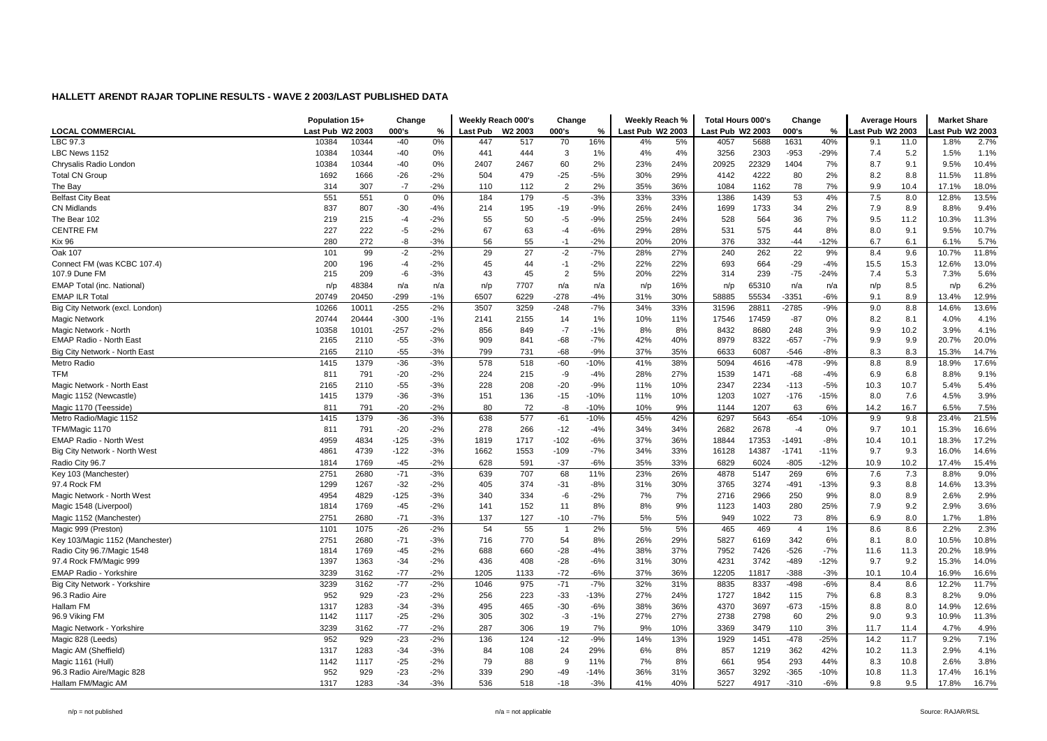# HALLETT ARENDT RAJAR TOPLINE RESULTS - WAVE 2 2003/LAST PUBLISHED DATA

| LOCAL COMMERCIAL | Population 15+ | | Change | | Weekly Reach 000's | | Change | | Weekly Reach % | | Total Hours 000's | | Change | | Average Hours | | Market Share | |
|---|---|---|---|---|---|---|---|---|---|---|---|---|---|---|---|---|---|---|
| | Last Pub | W2 2003 | 000's | % | Last Pub | W2 2003 | 000's | % | Last Pub | W2 2003 | Last Pub | W2 2003 | 000's | % | Last Pub | W2 2003 | Last Pub | W2 2003 |
| LBC 97.3 | 10384 | 10344 | -40 | 0% | 447 | 517 | 70 | 16% | 4% | 5% | 4057 | 5688 | 1631 | 40% | 9.1 | 11.0 | 1.8% | 2.7% |
| LBC News 1152 | 10384 | 10344 | -40 | 0% | 441 | 444 | 3 | 1% | 4% | 4% | 3256 | 2303 | -953 | -29% | 7.4 | 5.2 | 1.5% | 1.1% |
| Chrysalis Radio London | 10384 | 10344 | -40 | 0% | 2407 | 2467 | 60 | 2% | 23% | 24% | 20925 | 22329 | 1404 | 7% | 8.7 | 9.1 | 9.5% | 10.4% |
| Total CN Group | 1692 | 1666 | -26 | -2% | 504 | 479 | -25 | -5% | 30% | 29% | 4142 | 4222 | 80 | 2% | 8.2 | 8.8 | 11.5% | 11.8% |
| The Bay | 314 | 307 | -7 | -2% | 110 | 112 | 2 | 2% | 35% | 36% | 1084 | 1162 | 78 | 7% | 9.9 | 10.4 | 17.1% | 18.0% |
| Belfast City Beat | 551 | 551 | 0 | 0% | 184 | 179 | -5 | -3% | 33% | 33% | 1386 | 1439 | 53 | 4% | 7.5 | 8.0 | 12.8% | 13.5% |
| CN Midlands | 837 | 807 | -30 | -4% | 214 | 195 | -19 | -9% | 26% | 24% | 1699 | 1733 | 34 | 2% | 7.9 | 8.9 | 8.8% | 9.4% |
| The Bear 102 | 219 | 215 | -4 | -2% | 55 | 50 | -5 | -9% | 25% | 24% | 528 | 564 | 36 | 7% | 9.5 | 11.2 | 10.3% | 11.3% |
| CENTRE FM | 227 | 222 | -5 | -2% | 67 | 63 | -4 | -6% | 29% | 28% | 531 | 575 | 44 | 8% | 8.0 | 9.1 | 9.5% | 10.7% |
| Kix 96 | 280 | 272 | -8 | -3% | 56 | 55 | -1 | -2% | 20% | 20% | 376 | 332 | -44 | -12% | 6.7 | 6.1 | 6.1% | 5.7% |
| Oak 107 | 101 | 99 | -2 | -2% | 29 | 27 | -2 | -7% | 28% | 27% | 240 | 262 | 22 | 9% | 8.4 | 9.6 | 10.7% | 11.8% |
| Connect FM (was KCBC 107.4) | 200 | 196 | -4 | -2% | 45 | 44 | -1 | -2% | 22% | 22% | 693 | 664 | -29 | -4% | 15.5 | 15.3 | 12.6% | 13.0% |
| 107.9 Dune FM | 215 | 209 | -6 | -3% | 43 | 45 | 2 | 5% | 20% | 22% | 314 | 239 | -75 | -24% | 7.4 | 5.3 | 7.3% | 5.6% |
| EMAP Total (inc. National) | n/p | 48384 | n/a | n/a | n/p | 7707 | n/a | n/a | n/p | 16% | n/p | 65310 | n/a | n/a | n/p | 8.5 | n/p | 6.2% |
| EMAP ILR Total | 20749 | 20450 | -299 | -1% | 6507 | 6229 | -278 | -4% | 31% | 30% | 58885 | 55534 | -3351 | -6% | 9.1 | 8.9 | 13.4% | 12.9% |
| Big City Network (excl. London) | 10266 | 10011 | -255 | -2% | 3507 | 3259 | -248 | -7% | 34% | 33% | 31596 | 28811 | -2785 | -9% | 9.0 | 8.8 | 14.6% | 13.6% |
| Magic Network | 20744 | 20444 | -300 | -1% | 2141 | 2155 | 14 | 1% | 10% | 11% | 17546 | 17459 | -87 | 0% | 8.2 | 8.1 | 4.0% | 4.1% |
| Magic Network - North | 10358 | 10101 | -257 | -2% | 856 | 849 | -7 | -1% | 8% | 8% | 8432 | 8680 | 248 | 3% | 9.9 | 10.2 | 3.9% | 4.1% |
| EMAP Radio - North East | 2165 | 2110 | -55 | -3% | 909 | 841 | -68 | -7% | 42% | 40% | 8979 | 8322 | -657 | -7% | 9.9 | 9.9 | 20.7% | 20.0% |
| Big City Network - North East | 2165 | 2110 | -55 | -3% | 799 | 731 | -68 | -9% | 37% | 35% | 6633 | 6087 | -546 | -8% | 8.3 | 8.3 | 15.3% | 14.7% |
| Metro Radio | 1415 | 1379 | -36 | -3% | 578 | 518 | -60 | -10% | 41% | 38% | 5094 | 4616 | -478 | -9% | 8.8 | 8.9 | 18.9% | 17.6% |
| TFM | 811 | 791 | -20 | -2% | 224 | 215 | -9 | -4% | 28% | 27% | 1539 | 1471 | -68 | -4% | 6.9 | 6.8 | 8.8% | 9.1% |
| Magic Network - North East | 2165 | 2110 | -55 | -3% | 228 | 208 | -20 | -9% | 11% | 10% | 2347 | 2234 | -113 | -5% | 10.3 | 10.7 | 5.4% | 5.4% |
| Magic 1152 (Newcastle) | 1415 | 1379 | -36 | -3% | 151 | 136 | -15 | -10% | 11% | 10% | 1203 | 1027 | -176 | -15% | 8.0 | 7.6 | 4.5% | 3.9% |
| Magic 1170 (Teesside) | 811 | 791 | -20 | -2% | 80 | 72 | -8 | -10% | 10% | 9% | 1144 | 1207 | 63 | 6% | 14.2 | 16.7 | 6.5% | 7.5% |
| Metro Radio/Magic 1152 | 1415 | 1379 | -36 | -3% | 638 | 577 | -61 | -10% | 45% | 42% | 6297 | 5643 | -654 | -10% | 9.9 | 9.8 | 23.4% | 21.5% |
| TFM/Magic 1170 | 811 | 791 | -20 | -2% | 278 | 266 | -12 | -4% | 34% | 34% | 2682 | 2678 | -4 | 0% | 9.7 | 10.1 | 15.3% | 16.6% |
| EMAP Radio - North West | 4959 | 4834 | -125 | -3% | 1819 | 1717 | -102 | -6% | 37% | 36% | 18844 | 17353 | -1491 | -8% | 10.4 | 10.1 | 18.3% | 17.2% |
| Big City Network - North West | 4861 | 4739 | -122 | -3% | 1662 | 1553 | -109 | -7% | 34% | 33% | 16128 | 14387 | -1741 | -11% | 9.7 | 9.3 | 16.0% | 14.6% |
| Radio City 96.7 | 1814 | 1769 | -45 | -2% | 628 | 591 | -37 | -6% | 35% | 33% | 6829 | 6024 | -805 | -12% | 10.9 | 10.2 | 17.4% | 15.4% |
| Key 103 (Manchester) | 2751 | 2680 | -71 | -3% | 639 | 707 | 68 | 11% | 23% | 26% | 4878 | 5147 | 269 | 6% | 7.6 | 7.3 | 8.8% | 9.0% |
| 97.4 Rock FM | 1299 | 1267 | -32 | -2% | 405 | 374 | -31 | -8% | 31% | 30% | 3765 | 3274 | -491 | -13% | 9.3 | 8.8 | 14.6% | 13.3% |
| Magic Network - North West | 4954 | 4829 | -125 | -3% | 340 | 334 | -6 | -2% | 7% | 7% | 2716 | 2966 | 250 | 9% | 8.0 | 8.9 | 2.6% | 2.9% |
| Magic 1548 (Liverpool) | 1814 | 1769 | -45 | -2% | 141 | 152 | 11 | 8% | 8% | 9% | 1123 | 1403 | 280 | 25% | 7.9 | 9.2 | 2.9% | 3.6% |
| Magic 1152 (Manchester) | 2751 | 2680 | -71 | -3% | 137 | 127 | -10 | -7% | 5% | 5% | 949 | 1022 | 73 | 8% | 6.9 | 8.0 | 1.7% | 1.8% |
| Magic 999 (Preston) | 1101 | 1075 | -26 | -2% | 54 | 55 | 1 | 2% | 5% | 5% | 465 | 469 | 4 | 1% | 8.6 | 8.6 | 2.2% | 2.3% |
| Key 103/Magic 1152 (Manchester) | 2751 | 2680 | -71 | -3% | 716 | 770 | 54 | 8% | 26% | 29% | 5827 | 6169 | 342 | 6% | 8.1 | 8.0 | 10.5% | 10.8% |
| Radio City 96.7/Magic 1548 | 1814 | 1769 | -45 | -2% | 688 | 660 | -28 | -4% | 38% | 37% | 7952 | 7426 | -526 | -7% | 11.6 | 11.3 | 20.2% | 18.9% |
| 97.4 Rock FM/Magic 999 | 1397 | 1363 | -34 | -2% | 436 | 408 | -28 | -6% | 31% | 30% | 4231 | 3742 | -489 | -12% | 9.7 | 9.2 | 15.3% | 14.0% |
| EMAP Radio - Yorkshire | 3239 | 3162 | -77 | -2% | 1205 | 1133 | -72 | -6% | 37% | 36% | 12205 | 11817 | -388 | -3% | 10.1 | 10.4 | 16.9% | 16.6% |
| Big City Network - Yorkshire | 3239 | 3162 | -77 | -2% | 1046 | 975 | -71 | -7% | 32% | 31% | 8835 | 8337 | -498 | -6% | 8.4 | 8.6 | 12.2% | 11.7% |
| 96.3 Radio Aire | 952 | 929 | -23 | -2% | 256 | 223 | -33 | -13% | 27% | 24% | 1727 | 1842 | 115 | 7% | 6.8 | 8.3 | 8.2% | 9.0% |
| Hallam FM | 1317 | 1283 | -34 | -3% | 495 | 465 | -30 | -6% | 38% | 36% | 4370 | 3697 | -673 | -15% | 8.8 | 8.0 | 14.9% | 12.6% |
| 96.9 Viking FM | 1142 | 1117 | -25 | -2% | 305 | 302 | -3 | -1% | 27% | 27% | 2738 | 2798 | 60 | 2% | 9.0 | 9.3 | 10.9% | 11.3% |
| Magic Network - Yorkshire | 3239 | 3162 | -77 | -2% | 287 | 306 | 19 | 7% | 9% | 10% | 3369 | 3479 | 110 | 3% | 11.7 | 11.4 | 4.7% | 4.9% |
| Magic 828 (Leeds) | 952 | 929 | -23 | -2% | 136 | 124 | -12 | -9% | 14% | 13% | 1929 | 1451 | -478 | -25% | 14.2 | 11.7 | 9.2% | 7.1% |
| Magic AM (Sheffield) | 1317 | 1283 | -34 | -3% | 84 | 108 | 24 | 29% | 6% | 8% | 857 | 1219 | 362 | 42% | 10.2 | 11.3 | 2.9% | 4.1% |
| Magic 1161 (Hull) | 1142 | 1117 | -25 | -2% | 79 | 88 | 9 | 11% | 7% | 8% | 661 | 954 | 293 | 44% | 8.3 | 10.8 | 2.6% | 3.8% |
| 96.3 Radio Aire/Magic 828 | 952 | 929 | -23 | -2% | 339 | 290 | -49 | -14% | 36% | 31% | 3657 | 3292 | -365 | -10% | 10.8 | 11.3 | 17.4% | 16.1% |
| Hallam FM/Magic AM | 1317 | 1283 | -34 | -3% | 536 | 518 | -18 | -3% | 41% | 40% | 5227 | 4917 | -310 | -6% | 9.8 | 9.5 | 17.8% | 16.7% |

n/p = not published | n/a = not applicable | Source: RAJAR/RSL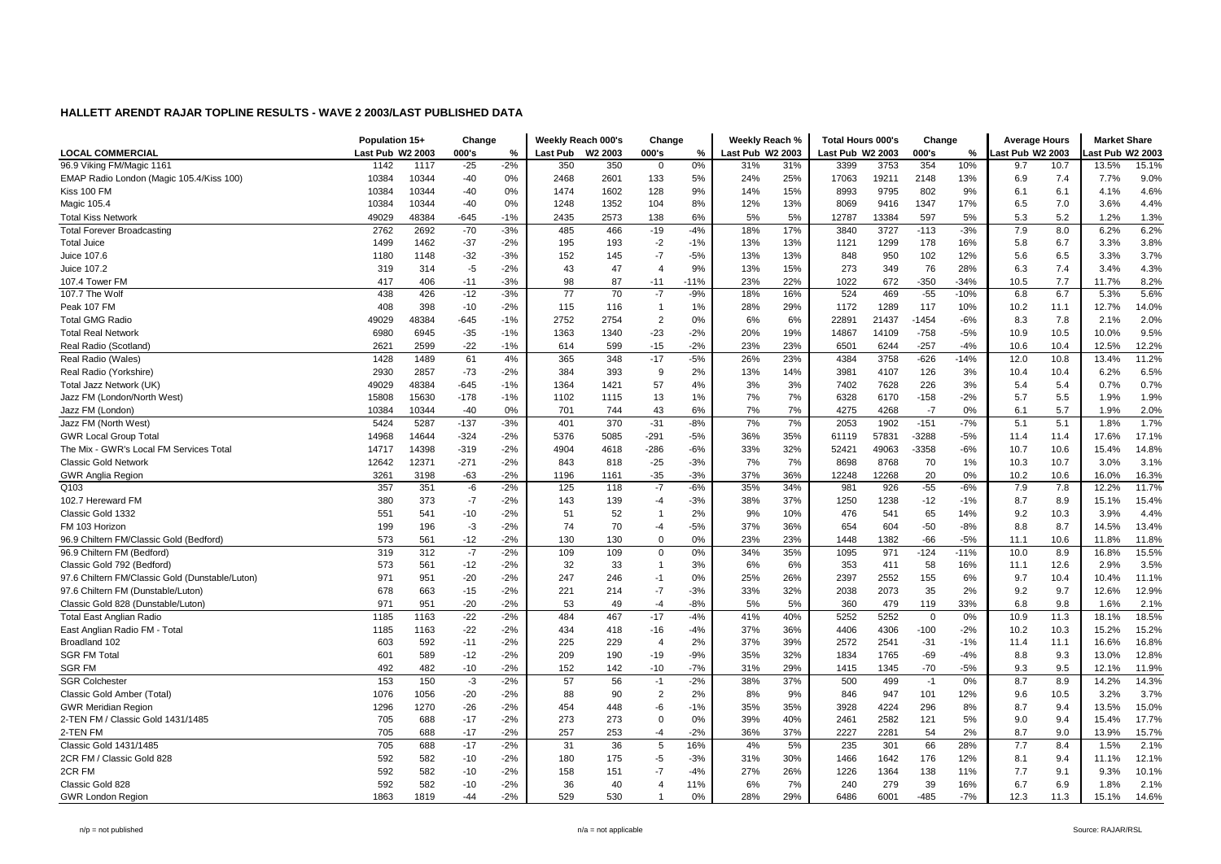## HALLETT ARENDT RAJAR TOPLINE RESULTS - WAVE 2 2003/LAST PUBLISHED DATA

| LOCAL COMMERCIAL | Population 15+ | | Change | | Weekly Reach 000's | | Change | | Weekly Reach % | | Total Hours 000's | | Change | | Average Hours | | Market Share | |
|---|---|---|---|---|---|---|---|---|---|---|---|---|---|---|---|---|---|---|
| | Last Pub | W2 2003 | 000's | % | Last Pub | W2 2003 | 000's | % | Last Pub | W2 2003 | Last Pub | W2 2003 | 000's | % | Last Pub | W2 2003 | Last Pub | W2 2003 |
| 96.9 Viking FM/Magic 1161 | 1142 | 1117 | -25 | -2% | 350 | 350 | 0 | 0% | 31% | 31% | 3399 | 3753 | 354 | 10% | 9.7 | 10.7 | 13.5% | 15.1% |
| EMAP Radio London (Magic 105.4/Kiss 100) | 10384 | 10344 | -40 | 0% | 2468 | 2601 | 133 | 5% | 24% | 25% | 17063 | 19211 | 2148 | 13% | 6.9 | 7.4 | 7.7% | 9.0% |
| Kiss 100 FM | 10384 | 10344 | -40 | 0% | 1474 | 1602 | 128 | 9% | 14% | 15% | 8993 | 9795 | 802 | 9% | 6.1 | 6.1 | 4.1% | 4.6% |
| Magic 105.4 | 10384 | 10344 | -40 | 0% | 1248 | 1352 | 104 | 8% | 12% | 13% | 8069 | 9416 | 1347 | 17% | 6.5 | 7.0 | 3.6% | 4.4% |
| Total Kiss Network | 49029 | 48384 | -645 | -1% | 2435 | 2573 | 138 | 6% | 5% | 5% | 12787 | 13384 | 597 | 5% | 5.3 | 5.2 | 1.2% | 1.3% |
| Total Forever Broadcasting | 2762 | 2692 | -70 | -3% | 485 | 466 | -19 | -4% | 18% | 17% | 3840 | 3727 | -113 | -3% | 7.9 | 8.0 | 6.2% | 6.2% |
| Total Juice | 1499 | 1462 | -37 | -2% | 195 | 193 | -2 | -1% | 13% | 13% | 1121 | 1299 | 178 | 16% | 5.8 | 6.7 | 3.3% | 3.8% |
| Juice 107.6 | 1180 | 1148 | -32 | -3% | 152 | 145 | -7 | -5% | 13% | 13% | 848 | 950 | 102 | 12% | 5.6 | 6.5 | 3.3% | 3.7% |
| Juice 107.2 | 319 | 314 | -5 | -2% | 43 | 47 | 4 | 9% | 13% | 15% | 273 | 349 | 76 | 28% | 6.3 | 7.4 | 3.4% | 4.3% |
| 107.4 Tower FM | 417 | 406 | -11 | -3% | 98 | 87 | -11 | -11% | 23% | 22% | 1022 | 672 | -350 | -34% | 10.5 | 7.7 | 11.7% | 8.2% |
| 107.7 The Wolf | 438 | 426 | -12 | -3% | 77 | 70 | -7 | -9% | 18% | 16% | 524 | 469 | -55 | -10% | 6.8 | 6.7 | 5.3% | 5.6% |
| Peak 107 FM | 408 | 398 | -10 | -2% | 115 | 116 | 1 | 1% | 28% | 29% | 1172 | 1289 | 117 | 10% | 10.2 | 11.1 | 12.7% | 14.0% |
| Total GMG Radio | 49029 | 48384 | -645 | -1% | 2752 | 2754 | 2 | 0% | 6% | 6% | 22891 | 21437 | -1454 | -6% | 8.3 | 7.8 | 2.1% | 2.0% |
| Total Real Network | 6980 | 6945 | -35 | -1% | 1363 | 1340 | -23 | -2% | 20% | 19% | 14867 | 14109 | -758 | -5% | 10.9 | 10.5 | 10.0% | 9.5% |
| Real Radio (Scotland) | 2621 | 2599 | -22 | -1% | 614 | 599 | -15 | -2% | 23% | 23% | 6501 | 6244 | -257 | -4% | 10.6 | 10.4 | 12.5% | 12.2% |
| Real Radio (Wales) | 1428 | 1489 | 61 | 4% | 365 | 348 | -17 | -5% | 26% | 23% | 4384 | 3758 | -626 | -14% | 12.0 | 10.8 | 13.4% | 11.2% |
| Real Radio (Yorkshire) | 2930 | 2857 | -73 | -2% | 384 | 393 | 9 | 2% | 13% | 14% | 3981 | 4107 | 126 | 3% | 10.4 | 10.4 | 6.2% | 6.5% |
| Total Jazz Network (UK) | 49029 | 48384 | -645 | -1% | 1364 | 1421 | 57 | 4% | 3% | 3% | 7402 | 7628 | 226 | 3% | 5.4 | 5.4 | 0.7% | 0.7% |
| Jazz FM (London/North West) | 15808 | 15630 | -178 | -1% | 1102 | 1115 | 13 | 1% | 7% | 7% | 6328 | 6170 | -158 | -2% | 5.7 | 5.5 | 1.9% | 1.9% |
| Jazz FM (London) | 10384 | 10344 | -40 | 0% | 701 | 744 | 43 | 6% | 7% | 7% | 4275 | 4268 | -7 | 0% | 6.1 | 5.7 | 1.9% | 2.0% |
| Jazz FM (North West) | 5424 | 5287 | -137 | -3% | 401 | 370 | -31 | -8% | 7% | 7% | 2053 | 1902 | -151 | -7% | 5.1 | 5.1 | 1.8% | 1.7% |
| GWR Local Group Total | 14968 | 14644 | -324 | -2% | 5376 | 5085 | -291 | -5% | 36% | 35% | 61119 | 57831 | -3288 | -5% | 11.4 | 11.4 | 17.6% | 17.1% |
| The Mix - GWR's Local FM Services Total | 14717 | 14398 | -319 | -2% | 4904 | 4618 | -286 | -6% | 33% | 32% | 52421 | 49063 | -3358 | -6% | 10.7 | 10.6 | 15.4% | 14.8% |
| Classic Gold Network | 12642 | 12371 | -271 | -2% | 843 | 818 | -25 | -3% | 7% | 7% | 8698 | 8768 | 70 | 1% | 10.3 | 10.7 | 3.0% | 3.1% |
| GWR Anglia Region | 3261 | 3198 | -63 | -2% | 1196 | 1161 | -35 | -3% | 37% | 36% | 12248 | 12268 | 20 | 0% | 10.2 | 10.6 | 16.0% | 16.3% |
| Q103 | 357 | 351 | -6 | -2% | 125 | 118 | -7 | -6% | 35% | 34% | 981 | 926 | -55 | -6% | 7.9 | 7.8 | 12.2% | 11.7% |
| 102.7 Hereward FM | 380 | 373 | -7 | -2% | 143 | 139 | -4 | -3% | 38% | 37% | 1250 | 1238 | -12 | -1% | 8.7 | 8.9 | 15.1% | 15.4% |
| Classic Gold 1332 | 551 | 541 | -10 | -2% | 51 | 52 | 1 | 2% | 9% | 10% | 476 | 541 | 65 | 14% | 9.2 | 10.3 | 3.9% | 4.4% |
| FM 103 Horizon | 199 | 196 | -3 | -2% | 74 | 70 | -4 | -5% | 37% | 36% | 654 | 604 | -50 | -8% | 8.8 | 8.7 | 14.5% | 13.4% |
| 96.9 Chiltern FM/Classic Gold (Bedford) | 573 | 561 | -12 | -2% | 130 | 130 | 0 | 0% | 23% | 23% | 1448 | 1382 | -66 | -5% | 11.1 | 10.6 | 11.8% | 11.8% |
| 96.9 Chiltern FM (Bedford) | 319 | 312 | -7 | -2% | 109 | 109 | 0 | 0% | 34% | 35% | 1095 | 971 | -124 | -11% | 10.0 | 8.9 | 16.8% | 15.5% |
| Classic Gold 792 (Bedford) | 573 | 561 | -12 | -2% | 32 | 33 | 1 | 3% | 6% | 6% | 353 | 411 | 58 | 16% | 11.1 | 12.6 | 2.9% | 3.5% |
| 97.6 Chiltern FM/Classic Gold (Dunstable/Luton) | 971 | 951 | -20 | -2% | 247 | 246 | -1 | 0% | 25% | 26% | 2397 | 2552 | 155 | 6% | 9.7 | 10.4 | 10.4% | 11.1% |
| 97.6 Chiltern FM (Dunstable/Luton) | 678 | 663 | -15 | -2% | 221 | 214 | -7 | -3% | 33% | 32% | 2038 | 2073 | 35 | 2% | 9.2 | 9.7 | 12.6% | 12.9% |
| Classic Gold 828 (Dunstable/Luton) | 971 | 951 | -20 | -2% | 53 | 49 | -4 | -8% | 5% | 5% | 360 | 479 | 119 | 33% | 6.8 | 9.8 | 1.6% | 2.1% |
| Total East Anglian Radio | 1185 | 1163 | -22 | -2% | 484 | 467 | -17 | -4% | 41% | 40% | 5252 | 5252 | 0 | 0% | 10.9 | 11.3 | 18.1% | 18.5% |
| East Anglian Radio FM - Total | 1185 | 1163 | -22 | -2% | 434 | 418 | -16 | -4% | 37% | 36% | 4406 | 4306 | -100 | -2% | 10.2 | 10.3 | 15.2% | 15.2% |
| Broadland 102 | 603 | 592 | -11 | -2% | 225 | 229 | 4 | 2% | 37% | 39% | 2572 | 2541 | -31 | -1% | 11.4 | 11.1 | 16.6% | 16.8% |
| SGR FM Total | 601 | 589 | -12 | -2% | 209 | 190 | -19 | -9% | 35% | 32% | 1834 | 1765 | -69 | -4% | 8.8 | 9.3 | 13.0% | 12.8% |
| SGR FM | 492 | 482 | -10 | -2% | 152 | 142 | -10 | -7% | 31% | 29% | 1415 | 1345 | -70 | -5% | 9.3 | 9.5 | 12.1% | 11.9% |
| SGR Colchester | 153 | 150 | -3 | -2% | 57 | 56 | -1 | -2% | 38% | 37% | 500 | 499 | -1 | 0% | 8.7 | 8.9 | 14.2% | 14.3% |
| Classic Gold Amber (Total) | 1076 | 1056 | -20 | -2% | 88 | 90 | 2 | 2% | 8% | 9% | 846 | 947 | 101 | 12% | 9.6 | 10.5 | 3.2% | 3.7% |
| GWR Meridian Region | 1296 | 1270 | -26 | -2% | 454 | 448 | -6 | -1% | 35% | 35% | 3928 | 4224 | 296 | 8% | 8.7 | 9.4 | 13.5% | 15.0% |
| 2-TEN FM / Classic Gold 1431/1485 | 705 | 688 | -17 | -2% | 273 | 273 | 0 | 0% | 39% | 40% | 2461 | 2582 | 121 | 5% | 9.0 | 9.4 | 15.4% | 17.7% |
| 2-TEN FM | 705 | 688 | -17 | -2% | 257 | 253 | -4 | -2% | 36% | 37% | 2227 | 2281 | 54 | 2% | 8.7 | 9.0 | 13.9% | 15.7% |
| Classic Gold 1431/1485 | 705 | 688 | -17 | -2% | 31 | 36 | 5 | 16% | 4% | 5% | 235 | 301 | 66 | 28% | 7.7 | 8.4 | 1.5% | 2.1% |
| 2CR FM / Classic Gold 828 | 592 | 582 | -10 | -2% | 180 | 175 | -5 | -3% | 31% | 30% | 1466 | 1642 | 176 | 12% | 8.1 | 9.4 | 11.1% | 12.1% |
| 2CR FM | 592 | 582 | -10 | -2% | 158 | 151 | -7 | -4% | 27% | 26% | 1226 | 1364 | 138 | 11% | 7.7 | 9.1 | 9.3% | 10.1% |
| Classic Gold 828 | 592 | 582 | -10 | -2% | 36 | 40 | 4 | 11% | 6% | 7% | 240 | 279 | 39 | 16% | 6.7 | 6.9 | 1.8% | 2.1% |
| GWR London Region | 1863 | 1819 | -44 | -2% | 529 | 530 | 1 | 0% | 28% | 29% | 6486 | 6001 | -485 | -7% | 12.3 | 11.3 | 15.1% | 14.6% |

n/p = not published — n/a = not applicable — Source: RAJAR/RSL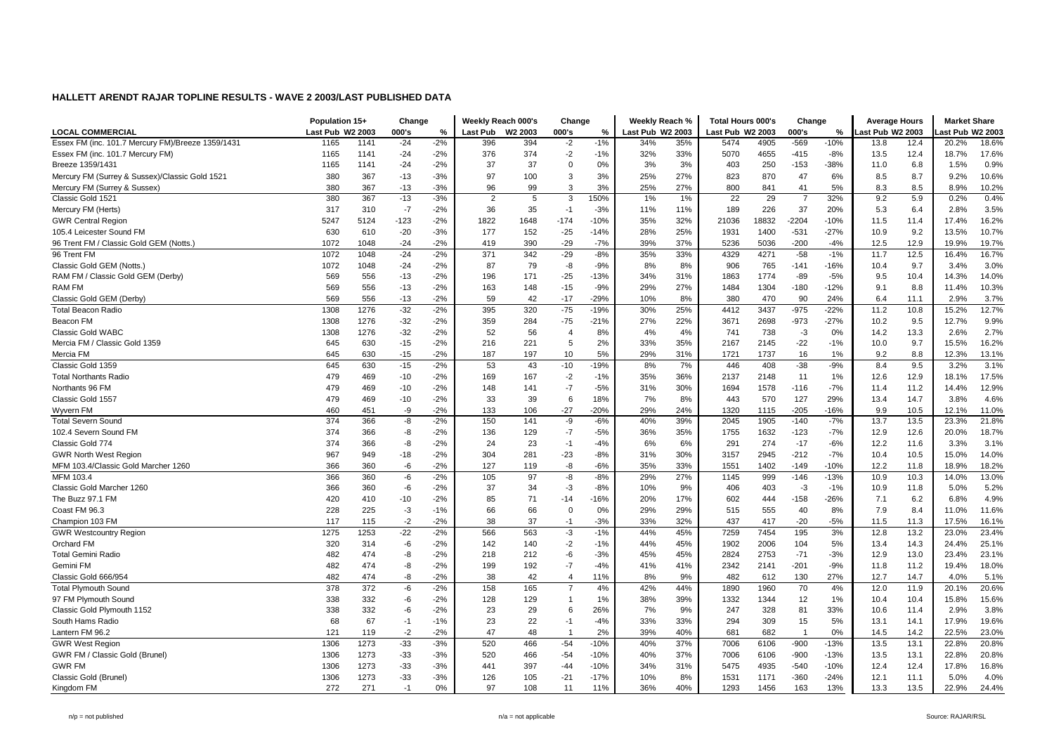# HALLETT ARENDT RAJAR TOPLINE RESULTS - WAVE 2 2003/LAST PUBLISHED DATA

| | Population 15+ | | Change | | Weekly Reach 000's | | Change | | Weekly Reach % | | Total Hours 000's | | Change | | Average Hours | | Market Share | |
|---|---|---|---|---|---|---|---|---|---|---|---|---|---|---|---|---|---|---|
| LOCAL COMMERCIAL | Last Pub | W2 2003 | 000's | % | Last Pub | W2 2003 | 000's | % | Last Pub | W2 2003 | Last Pub | W2 2003 | 000's | % | Last Pub | W2 2003 | Last Pub | W2 2003 |
| Essex FM (inc. 101.7 Mercury FM)/Breeze 1359/1431 | 1165 | 1141 | -24 | -2% | 396 | 394 | -2 | -1% | 34% | 35% | 5474 | 4905 | -569 | -10% | 13.8 | 12.4 | 20.2% | 18.6% |
| Essex FM (inc. 101.7 Mercury FM) | 1165 | 1141 | -24 | -2% | 376 | 374 | -2 | -1% | 32% | 33% | 5070 | 4655 | -415 | -8% | 13.5 | 12.4 | 18.7% | 17.6% |
| Breeze 1359/1431 | 1165 | 1141 | -24 | -2% | 37 | 37 | 0 | 0% | 3% | 3% | 403 | 250 | -153 | -38% | 11.0 | 6.8 | 1.5% | 0.9% |
| Mercury FM (Surrey & Sussex)/Classic Gold 1521 | 380 | 367 | -13 | -3% | 97 | 100 | 3 | 3% | 25% | 27% | 823 | 870 | 47 | 6% | 8.5 | 8.7 | 9.2% | 10.6% |
| Mercury FM (Surrey & Sussex) | 380 | 367 | -13 | -3% | 96 | 99 | 3 | 3% | 25% | 27% | 800 | 841 | 41 | 5% | 8.3 | 8.5 | 8.9% | 10.2% |
| Classic Gold 1521 | 380 | 367 | -13 | -3% | 2 | 5 | 3 | 150% | 1% | 1% | 22 | 29 | 7 | 32% | 9.2 | 5.9 | 0.2% | 0.4% |
| Mercury FM (Herts) | 317 | 310 | -7 | -2% | 36 | 35 | -1 | -3% | 11% | 11% | 189 | 226 | 37 | 20% | 5.3 | 6.4 | 2.8% | 3.5% |
| GWR Central Region | 5247 | 5124 | -123 | -2% | 1822 | 1648 | -174 | -10% | 35% | 32% | 21036 | 18832 | -2204 | -10% | 11.5 | 11.4 | 17.4% | 16.2% |
| 105.4 Leicester Sound FM | 630 | 610 | -20 | -3% | 177 | 152 | -25 | -14% | 28% | 25% | 1931 | 1400 | -531 | -27% | 10.9 | 9.2 | 13.5% | 10.7% |
| 96 Trent FM / Classic Gold GEM (Notts.) | 1072 | 1048 | -24 | -2% | 419 | 390 | -29 | -7% | 39% | 37% | 5236 | 5036 | -200 | -4% | 12.5 | 12.9 | 19.9% | 19.7% |
| 96 Trent FM | 1072 | 1048 | -24 | -2% | 371 | 342 | -29 | -8% | 35% | 33% | 4329 | 4271 | -58 | -1% | 11.7 | 12.5 | 16.4% | 16.7% |
| Classic Gold GEM (Notts.) | 1072 | 1048 | -24 | -2% | 87 | 79 | -8 | -9% | 8% | 8% | 906 | 765 | -141 | -16% | 10.4 | 9.7 | 3.4% | 3.0% |
| RAM FM / Classic Gold GEM (Derby) | 569 | 556 | -13 | -2% | 196 | 171 | -25 | -13% | 34% | 31% | 1863 | 1774 | -89 | -5% | 9.5 | 10.4 | 14.3% | 14.0% |
| RAM FM | 569 | 556 | -13 | -2% | 163 | 148 | -15 | -9% | 29% | 27% | 1484 | 1304 | -180 | -12% | 9.1 | 8.8 | 11.4% | 10.3% |
| Classic Gold GEM (Derby) | 569 | 556 | -13 | -2% | 59 | 42 | -17 | -29% | 10% | 8% | 380 | 470 | 90 | 24% | 6.4 | 11.1 | 2.9% | 3.7% |
| Total Beacon Radio | 1308 | 1276 | -32 | -2% | 395 | 320 | -75 | -19% | 30% | 25% | 4412 | 3437 | -975 | -22% | 11.2 | 10.8 | 15.2% | 12.7% |
| Beacon FM | 1308 | 1276 | -32 | -2% | 359 | 284 | -75 | -21% | 27% | 22% | 3671 | 2698 | -973 | -27% | 10.2 | 9.5 | 12.7% | 9.9% |
| Classic Gold WABC | 1308 | 1276 | -32 | -2% | 52 | 56 | 4 | 8% | 4% | 4% | 741 | 738 | -3 | 0% | 14.2 | 13.3 | 2.6% | 2.7% |
| Mercia FM / Classic Gold 1359 | 645 | 630 | -15 | -2% | 216 | 221 | 5 | 2% | 33% | 35% | 2167 | 2145 | -22 | -1% | 10.0 | 9.7 | 15.5% | 16.2% |
| Mercia FM | 645 | 630 | -15 | -2% | 187 | 197 | 10 | 5% | 29% | 31% | 1721 | 1737 | 16 | 1% | 9.2 | 8.8 | 12.3% | 13.1% |
| Classic Gold 1359 | 645 | 630 | -15 | -2% | 53 | 43 | -10 | -19% | 8% | 7% | 446 | 408 | -38 | -9% | 8.4 | 9.5 | 3.2% | 3.1% |
| Total Northants Radio | 479 | 469 | -10 | -2% | 169 | 167 | -2 | -1% | 35% | 36% | 2137 | 2148 | 11 | 1% | 12.6 | 12.9 | 18.1% | 17.5% |
| Northants 96 FM | 479 | 469 | -10 | -2% | 148 | 141 | -7 | -5% | 31% | 30% | 1694 | 1578 | -116 | -7% | 11.4 | 11.2 | 14.4% | 12.9% |
| Classic Gold 1557 | 479 | 469 | -10 | -2% | 33 | 39 | 6 | 18% | 7% | 8% | 443 | 570 | 127 | 29% | 13.4 | 14.7 | 3.8% | 4.6% |
| Wyvern FM | 460 | 451 | -9 | -2% | 133 | 106 | -27 | -20% | 29% | 24% | 1320 | 1115 | -205 | -16% | 9.9 | 10.5 | 12.1% | 11.0% |
| Total Severn Sound | 374 | 366 | -8 | -2% | 150 | 141 | -9 | -6% | 40% | 39% | 2045 | 1905 | -140 | -7% | 13.7 | 13.5 | 23.3% | 21.8% |
| 102.4 Severn Sound FM | 374 | 366 | -8 | -2% | 136 | 129 | -7 | -5% | 36% | 35% | 1755 | 1632 | -123 | -7% | 12.9 | 12.6 | 20.0% | 18.7% |
| Classic Gold 774 | 374 | 366 | -8 | -2% | 24 | 23 | -1 | -4% | 6% | 6% | 291 | 274 | -17 | -6% | 12.2 | 11.6 | 3.3% | 3.1% |
| GWR North West Region | 967 | 949 | -18 | -2% | 304 | 281 | -23 | -8% | 31% | 30% | 3157 | 2945 | -212 | -7% | 10.4 | 10.5 | 15.0% | 14.0% |
| MFM 103.4/Classic Gold Marcher 1260 | 366 | 360 | -6 | -2% | 127 | 119 | -8 | -6% | 35% | 33% | 1551 | 1402 | -149 | -10% | 12.2 | 11.8 | 18.9% | 18.2% |
| MFM 103.4 | 366 | 360 | -6 | -2% | 105 | 97 | -8 | -8% | 29% | 27% | 1145 | 999 | -146 | -13% | 10.9 | 10.3 | 14.0% | 13.0% |
| Classic Gold Marcher 1260 | 366 | 360 | -6 | -2% | 37 | 34 | -3 | -8% | 10% | 9% | 406 | 403 | -3 | -1% | 10.9 | 11.8 | 5.0% | 5.2% |
| The Buzz 97.1 FM | 420 | 410 | -10 | -2% | 85 | 71 | -14 | -16% | 20% | 17% | 602 | 444 | -158 | -26% | 7.1 | 6.2 | 6.8% | 4.9% |
| Coast FM 96.3 | 228 | 225 | -3 | -1% | 66 | 66 | 0 | 0% | 29% | 29% | 515 | 555 | 40 | 8% | 7.9 | 8.4 | 11.0% | 11.6% |
| Champion 103 FM | 117 | 115 | -2 | -2% | 38 | 37 | -1 | -3% | 33% | 32% | 437 | 417 | -20 | -5% | 11.5 | 11.3 | 17.5% | 16.1% |
| GWR Westcountry Region | 1275 | 1253 | -22 | -2% | 566 | 563 | -3 | -1% | 44% | 45% | 7259 | 7454 | 195 | 3% | 12.8 | 13.2 | 23.0% | 23.4% |
| Orchard FM | 320 | 314 | -6 | -2% | 142 | 140 | -2 | -1% | 44% | 45% | 1902 | 2006 | 104 | 5% | 13.4 | 14.3 | 24.4% | 25.1% |
| Total Gemini Radio | 482 | 474 | -8 | -2% | 218 | 212 | -6 | -3% | 45% | 45% | 2824 | 2753 | -71 | -3% | 12.9 | 13.0 | 23.4% | 23.1% |
| Gemini FM | 482 | 474 | -8 | -2% | 199 | 192 | -7 | -4% | 41% | 41% | 2342 | 2141 | -201 | -9% | 11.8 | 11.2 | 19.4% | 18.0% |
| Classic Gold 666/954 | 482 | 474 | -8 | -2% | 38 | 42 | 4 | 11% | 8% | 9% | 482 | 612 | 130 | 27% | 12.7 | 14.7 | 4.0% | 5.1% |
| Total Plymouth Sound | 378 | 372 | -6 | -2% | 158 | 165 | 7 | 4% | 42% | 44% | 1890 | 1960 | 70 | 4% | 12.0 | 11.9 | 20.1% | 20.6% |
| 97 FM Plymouth Sound | 338 | 332 | -6 | -2% | 128 | 129 | 1 | 1% | 38% | 39% | 1332 | 1344 | 12 | 1% | 10.4 | 10.4 | 15.8% | 15.6% |
| Classic Gold Plymouth 1152 | 338 | 332 | -6 | -2% | 23 | 29 | 6 | 26% | 7% | 9% | 247 | 328 | 81 | 33% | 10.6 | 11.4 | 2.9% | 3.8% |
| South Hams Radio | 68 | 67 | -1 | -1% | 23 | 22 | -1 | -4% | 33% | 33% | 294 | 309 | 15 | 5% | 13.1 | 14.1 | 17.9% | 19.6% |
| Lantern FM 96.2 | 121 | 119 | -2 | -2% | 47 | 48 | 1 | 2% | 39% | 40% | 681 | 682 | 1 | 0% | 14.5 | 14.2 | 22.5% | 23.0% |
| GWR West Region | 1306 | 1273 | -33 | -3% | 520 | 466 | -54 | -10% | 40% | 37% | 7006 | 6106 | -900 | -13% | 13.5 | 13.1 | 22.8% | 20.8% |
| GWR FM / Classic Gold (Brunel) | 1306 | 1273 | -33 | -3% | 520 | 466 | -54 | -10% | 40% | 37% | 7006 | 6106 | -900 | -13% | 13.5 | 13.1 | 22.8% | 20.8% |
| GWR FM | 1306 | 1273 | -33 | -3% | 441 | 397 | -44 | -10% | 34% | 31% | 5475 | 4935 | -540 | -10% | 12.4 | 12.4 | 17.8% | 16.8% |
| Classic Gold (Brunel) | 1306 | 1273 | -33 | -3% | 126 | 105 | -21 | -17% | 10% | 8% | 1531 | 1171 | -360 | -24% | 12.1 | 11.1 | 5.0% | 4.0% |
| Kingdom FM | 272 | 271 | -1 | 0% | 97 | 108 | 11 | 11% | 36% | 40% | 1293 | 1456 | 163 | 13% | 13.3 | 13.5 | 22.9% | 24.4% |

n/p = not published    n/a = not applicable    Source: RAJAR/RSL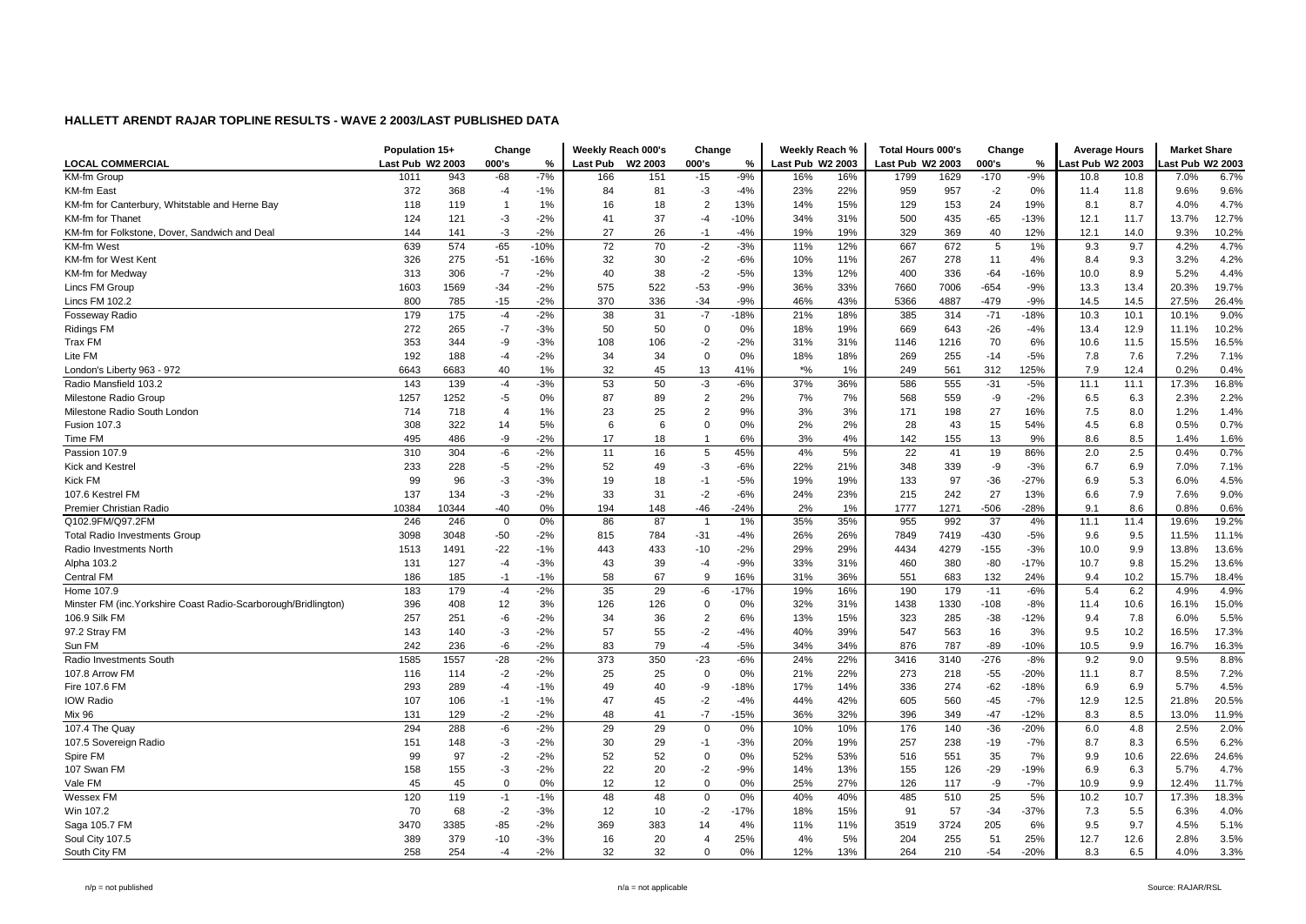## HALLETT ARENDT RAJAR TOPLINE RESULTS - WAVE 2 2003/LAST PUBLISHED DATA

| | Population 15+ | | Change | | Weekly Reach 000's | | Change | | Weekly Reach % | | Total Hours 000's | | Change | | Average Hours | | Market Share | |
|---|---|---|---|---|---|---|---|---|---|---|---|---|---|---|---|---|---|---|
| LOCAL COMMERCIAL | Last Pub | W2 2003 | 000's | % | Last Pub | W2 2003 | 000's | % | Last Pub | W2 2003 | Last Pub | W2 2003 | 000's | % | Last Pub | W2 2003 | Last Pub | W2 2003 |
| KM-fm Group | 1011 | 943 | -68 | -7% | 166 | 151 | -15 | -9% | 16% | 16% | 1799 | 1629 | -170 | -9% | 10.8 | 10.8 | 7.0% | 6.7% |
| KM-fm East | 372 | 368 | -4 | -1% | 84 | 81 | -3 | -4% | 23% | 22% | 959 | 957 | -2 | 0% | 11.4 | 11.8 | 9.6% | 9.6% |
| KM-fm for Canterbury, Whitstable and Herne Bay | 118 | 119 | 1 | 1% | 16 | 18 | 2 | 13% | 14% | 15% | 129 | 153 | 24 | 19% | 8.1 | 8.7 | 4.0% | 4.7% |
| KM-fm for Thanet | 124 | 121 | -3 | -2% | 41 | 37 | -4 | -10% | 34% | 31% | 500 | 435 | -65 | -13% | 12.1 | 11.7 | 13.7% | 12.7% |
| KM-fm for Folkstone, Dover, Sandwich and Deal | 144 | 141 | -3 | -2% | 27 | 26 | -1 | -4% | 19% | 19% | 329 | 369 | 40 | 12% | 12.1 | 14.0 | 9.3% | 10.2% |
| KM-fm West | 639 | 574 | -65 | -10% | 72 | 70 | -2 | -3% | 11% | 12% | 667 | 672 | 5 | 1% | 9.3 | 9.7 | 4.2% | 4.7% |
| KM-fm for West Kent | 326 | 275 | -51 | -16% | 32 | 30 | -2 | -6% | 10% | 11% | 267 | 278 | 11 | 4% | 8.4 | 9.3 | 3.2% | 4.2% |
| KM-fm for Medway | 313 | 306 | -7 | -2% | 40 | 38 | -2 | -5% | 13% | 12% | 400 | 336 | -64 | -16% | 10.0 | 8.9 | 5.2% | 4.4% |
| Lincs FM Group | 1603 | 1569 | -34 | -2% | 575 | 522 | -53 | -9% | 36% | 33% | 7660 | 7006 | -654 | -9% | 13.3 | 13.4 | 20.3% | 19.7% |
| Lincs FM 102.2 | 800 | 785 | -15 | -2% | 370 | 336 | -34 | -9% | 46% | 43% | 5366 | 4887 | -479 | -9% | 14.5 | 14.5 | 27.5% | 26.4% |
| Fosseway Radio | 179 | 175 | -4 | -2% | 38 | 31 | -7 | -18% | 21% | 18% | 385 | 314 | -71 | -18% | 10.3 | 10.1 | 10.1% | 9.0% |
| Ridings FM | 272 | 265 | -7 | -3% | 50 | 50 | 0 | 0% | 18% | 19% | 669 | 643 | -26 | -4% | 13.4 | 12.9 | 11.1% | 10.2% |
| Trax FM | 353 | 344 | -9 | -3% | 108 | 106 | -2 | -2% | 31% | 31% | 1146 | 1216 | 70 | 6% | 10.6 | 11.5 | 15.5% | 16.5% |
| Lite FM | 192 | 188 | -4 | -2% | 34 | 34 | 0 | 0% | 18% | 18% | 269 | 255 | -14 | -5% | 7.8 | 7.6 | 7.2% | 7.1% |
| London's Liberty 963 - 972 | 6643 | 6683 | 40 | 1% | 32 | 45 | 13 | 41% | *% | 1% | 249 | 561 | 312 | 125% | 7.9 | 12.4 | 0.2% | 0.4% |
| Radio Mansfield 103.2 | 143 | 139 | -4 | -3% | 53 | 50 | -3 | -6% | 37% | 36% | 586 | 555 | -31 | -5% | 11.1 | 11.1 | 17.3% | 16.8% |
| Milestone Radio Group | 1257 | 1252 | -5 | 0% | 87 | 89 | 2 | 2% | 7% | 7% | 568 | 559 | -9 | -2% | 6.5 | 6.3 | 2.3% | 2.2% |
| Milestone Radio South London | 714 | 718 | 4 | 1% | 23 | 25 | 2 | 9% | 3% | 3% | 171 | 198 | 27 | 16% | 7.5 | 8.0 | 1.2% | 1.4% |
| Fusion 107.3 | 308 | 322 | 14 | 5% | 6 | 6 | 0 | 0% | 2% | 2% | 28 | 43 | 15 | 54% | 4.5 | 6.8 | 0.5% | 0.7% |
| Time FM | 495 | 486 | -9 | -2% | 17 | 18 | 1 | 6% | 3% | 4% | 142 | 155 | 13 | 9% | 8.6 | 8.5 | 1.4% | 1.6% |
| Passion 107.9 | 310 | 304 | -6 | -2% | 11 | 16 | 5 | 45% | 4% | 5% | 22 | 41 | 19 | 86% | 2.0 | 2.5 | 0.4% | 0.7% |
| Kick and Kestrel | 233 | 228 | -5 | -2% | 52 | 49 | -3 | -6% | 22% | 21% | 348 | 339 | -9 | -3% | 6.7 | 6.9 | 7.0% | 7.1% |
| Kick FM | 99 | 96 | -3 | -3% | 19 | 18 | -1 | -5% | 19% | 19% | 133 | 97 | -36 | -27% | 6.9 | 5.3 | 6.0% | 4.5% |
| 107.6 Kestrel FM | 137 | 134 | -3 | -2% | 33 | 31 | -2 | -6% | 24% | 23% | 215 | 242 | 27 | 13% | 6.6 | 7.9 | 7.6% | 9.0% |
| Premier Christian Radio | 10384 | 10344 | -40 | 0% | 194 | 148 | -46 | -24% | 2% | 1% | 1777 | 1271 | -506 | -28% | 9.1 | 8.6 | 0.8% | 0.6% |
| Q102.9FM/Q97.2FM | 246 | 246 | 0 | 0% | 86 | 87 | 1 | 1% | 35% | 35% | 955 | 992 | 37 | 4% | 11.1 | 11.4 | 19.6% | 19.2% |
| Total Radio Investments Group | 3098 | 3048 | -50 | -2% | 815 | 784 | -31 | -4% | 26% | 26% | 7849 | 7419 | -430 | -5% | 9.6 | 9.5 | 11.5% | 11.1% |
| Radio Investments North | 1513 | 1491 | -22 | -1% | 443 | 433 | -10 | -2% | 29% | 29% | 4434 | 4279 | -155 | -3% | 10.0 | 9.9 | 13.8% | 13.6% |
| Alpha 103.2 | 131 | 127 | -4 | -3% | 43 | 39 | -4 | -9% | 33% | 31% | 460 | 380 | -80 | -17% | 10.7 | 9.8 | 15.2% | 13.6% |
| Central FM | 186 | 185 | -1 | -1% | 58 | 67 | 9 | 16% | 31% | 36% | 551 | 683 | 132 | 24% | 9.4 | 10.2 | 15.7% | 18.4% |
| Home 107.9 | 183 | 179 | -4 | -2% | 35 | 29 | -6 | -17% | 19% | 16% | 190 | 179 | -11 | -6% | 5.4 | 6.2 | 4.9% | 4.9% |
| Minster FM (inc.Yorkshire Coast Radio-Scarborough/Bridlington) | 396 | 408 | 12 | 3% | 126 | 126 | 0 | 0% | 32% | 31% | 1438 | 1330 | -108 | -8% | 11.4 | 10.6 | 16.1% | 15.0% |
| 106.9 Silk FM | 257 | 251 | -6 | -2% | 34 | 36 | 2 | 6% | 13% | 15% | 323 | 285 | -38 | -12% | 9.4 | 7.8 | 6.0% | 5.5% |
| 97.2 Stray FM | 143 | 140 | -3 | -2% | 57 | 55 | -2 | -4% | 40% | 39% | 547 | 563 | 16 | 3% | 9.5 | 10.2 | 16.5% | 17.3% |
| Sun FM | 242 | 236 | -6 | -2% | 83 | 79 | -4 | -5% | 34% | 34% | 876 | 787 | -89 | -10% | 10.5 | 9.9 | 16.7% | 16.3% |
| Radio Investments South | 1585 | 1557 | -28 | -2% | 373 | 350 | -23 | -6% | 24% | 22% | 3416 | 3140 | -276 | -8% | 9.2 | 9.0 | 9.5% | 8.8% |
| 107.8 Arrow FM | 116 | 114 | -2 | -2% | 25 | 25 | 0 | 0% | 21% | 22% | 273 | 218 | -55 | -20% | 11.1 | 8.7 | 8.5% | 7.2% |
| Fire 107.6 FM | 293 | 289 | -4 | -1% | 49 | 40 | -9 | -18% | 17% | 14% | 336 | 274 | -62 | -18% | 6.9 | 6.9 | 5.7% | 4.5% |
| IOW Radio | 107 | 106 | -1 | -1% | 47 | 45 | -2 | -4% | 44% | 42% | 605 | 560 | -45 | -7% | 12.9 | 12.5 | 21.8% | 20.5% |
| Mix 96 | 131 | 129 | -2 | -2% | 48 | 41 | -7 | -15% | 36% | 32% | 396 | 349 | -47 | -12% | 8.3 | 8.5 | 13.0% | 11.9% |
| 107.4 The Quay | 294 | 288 | -6 | -2% | 29 | 29 | 0 | 0% | 10% | 10% | 176 | 140 | -36 | -20% | 6.0 | 4.8 | 2.5% | 2.0% |
| 107.5 Sovereign Radio | 151 | 148 | -3 | -2% | 30 | 29 | -1 | -3% | 20% | 19% | 257 | 238 | -19 | -7% | 8.7 | 8.3 | 6.5% | 6.2% |
| Spire FM | 99 | 97 | -2 | -2% | 52 | 52 | 0 | 0% | 52% | 53% | 516 | 551 | 35 | 7% | 9.9 | 10.6 | 22.6% | 24.6% |
| 107 Swan FM | 158 | 155 | -3 | -2% | 22 | 20 | -2 | -9% | 14% | 13% | 155 | 126 | -29 | -19% | 6.9 | 6.3 | 5.7% | 4.7% |
| Vale FM | 45 | 45 | 0 | 0% | 12 | 12 | 0 | 0% | 25% | 27% | 126 | 117 | -9 | -7% | 10.9 | 9.9 | 12.4% | 11.7% |
| Wessex FM | 120 | 119 | -1 | -1% | 48 | 48 | 0 | 0% | 40% | 40% | 485 | 510 | 25 | 5% | 10.2 | 10.7 | 17.3% | 18.3% |
| Win 107.2 | 70 | 68 | -2 | -3% | 12 | 10 | -2 | -17% | 18% | 15% | 91 | 57 | -34 | -37% | 7.3 | 5.5 | 6.3% | 4.0% |
| Saga 105.7 FM | 3470 | 3385 | -85 | -2% | 369 | 383 | 14 | 4% | 11% | 11% | 3519 | 3724 | 205 | 6% | 9.5 | 9.7 | 4.5% | 5.1% |
| Soul City 107.5 | 389 | 379 | -10 | -3% | 16 | 20 | 4 | 25% | 4% | 5% | 204 | 255 | 51 | 25% | 12.7 | 12.6 | 2.8% | 3.5% |
| South City FM | 258 | 254 | -4 | -2% | 32 | 32 | 0 | 0% | 12% | 13% | 264 | 210 | -54 | -20% | 8.3 | 6.5 | 4.0% | 3.3% |

n/p = not published    n/a = not applicable    Source: RAJAR/RSL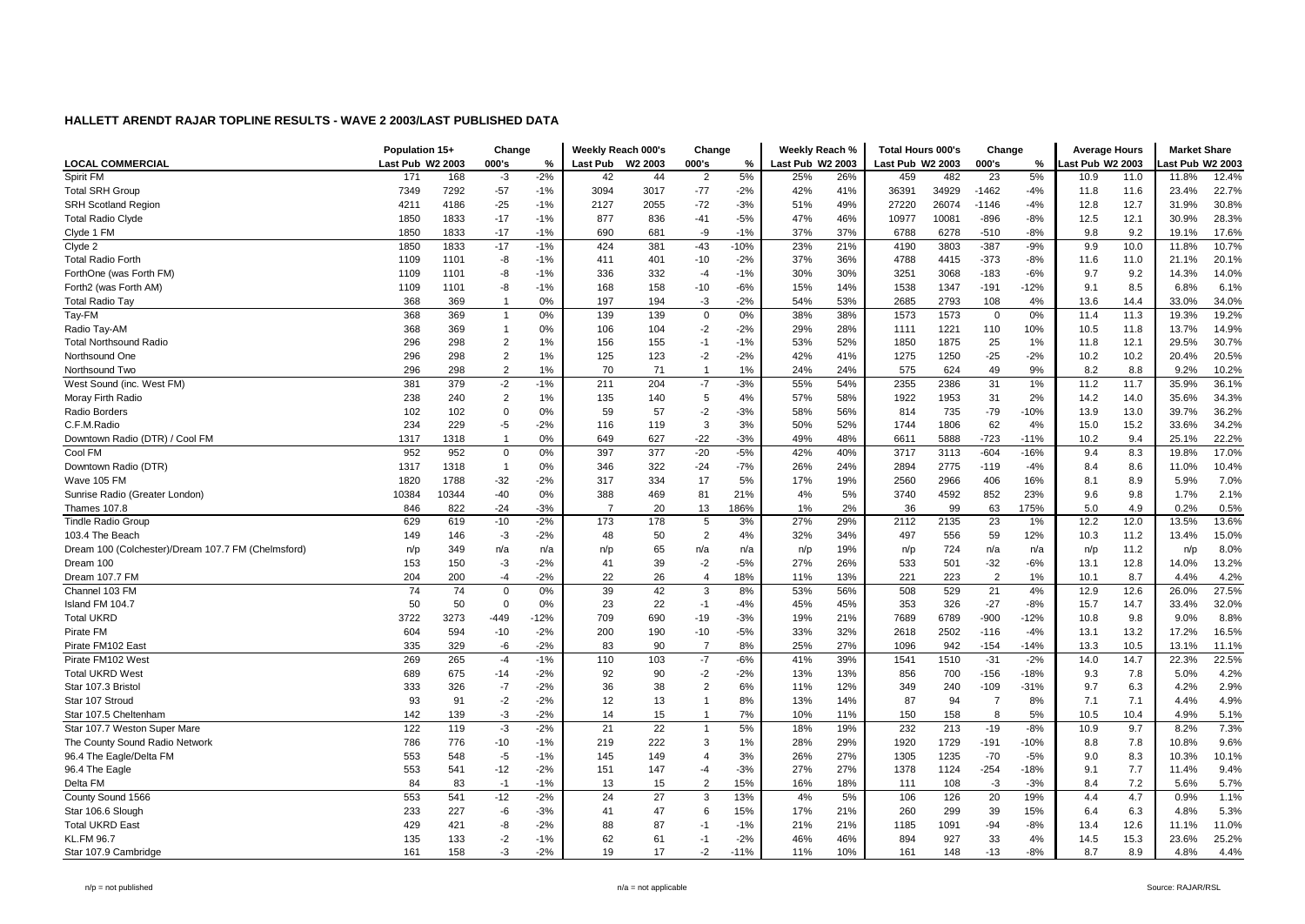**HALLETT ARENDT RAJAR TOPLINE RESULTS - WAVE 2 2003/LAST PUBLISHED DATA**

| | Population 15+ | | Change | | Weekly Reach 000's | | Change | | Weekly Reach % | | Total Hours 000's | | Change | | Average Hours | | Market Share | |
|---|---|---|---|---|---|---|---|---|---|---|---|---|---|---|---|---|---|---|
| **LOCAL COMMERCIAL** | Last Pub | W2 2003 | 000's | % | Last Pub | W2 2003 | 000's | % | Last Pub | W2 2003 | Last Pub | W2 2003 | 000's | % | Last Pub | W2 2003 | Last Pub | W2 2003 |
| Spirit FM | 171 | 168 | -3 | -2% | 42 | 44 | 2 | 5% | 25% | 26% | 459 | 482 | 23 | 5% | 10.9 | 11.0 | 11.8% | 12.4% |
| Total SRH Group | 7349 | 7292 | -57 | -1% | 3094 | 3017 | -77 | -2% | 42% | 41% | 36391 | 34929 | -1462 | -4% | 11.8 | 11.6 | 23.4% | 22.7% |
| SRH Scotland Region | 4211 | 4186 | -25 | -1% | 2127 | 2055 | -72 | -3% | 51% | 49% | 27220 | 26074 | -1146 | -4% | 12.8 | 12.7 | 31.9% | 30.8% |
| Total Radio Clyde | 1850 | 1833 | -17 | -1% | 877 | 836 | -41 | -5% | 47% | 46% | 10977 | 10081 | -896 | -8% | 12.5 | 12.1 | 30.9% | 28.3% |
| Clyde 1 FM | 1850 | 1833 | -17 | -1% | 690 | 681 | -9 | -1% | 37% | 37% | 6788 | 6278 | -510 | -8% | 9.8 | 9.2 | 19.1% | 17.6% |
| Clyde 2 | 1850 | 1833 | -17 | -1% | 424 | 381 | -43 | -10% | 23% | 21% | 4190 | 3803 | -387 | -9% | 9.9 | 10.0 | 11.8% | 10.7% |
| Total Radio Forth | 1109 | 1101 | -8 | -1% | 411 | 401 | -10 | -2% | 37% | 36% | 4788 | 4415 | -373 | -8% | 11.6 | 11.0 | 21.1% | 20.1% |
| FortOne (was Forth FM) | 1109 | 1101 | -8 | -1% | 336 | 332 | -4 | -1% | 30% | 30% | 3251 | 3068 | -183 | -6% | 9.7 | 9.2 | 14.3% | 14.0% |
| Forth2 (was Forth AM) | 1109 | 1101 | -8 | -1% | 168 | 158 | -10 | -6% | 15% | 14% | 1538 | 1347 | -191 | -12% | 9.1 | 8.5 | 6.8% | 6.1% |
| Total Radio Tay | 368 | 369 | 1 | 0% | 197 | 194 | -3 | -2% | 54% | 53% | 2685 | 2793 | 108 | 4% | 13.6 | 14.4 | 33.0% | 34.0% |
| Tay-FM | 368 | 369 | 1 | 0% | 139 | 139 | 0 | 0% | 38% | 38% | 1573 | 1573 | 0 | 0% | 11.4 | 11.3 | 19.3% | 19.2% |
| Radio Tay-AM | 368 | 369 | 1 | 0% | 106 | 104 | -2 | -2% | 29% | 28% | 1111 | 1221 | 110 | 10% | 10.5 | 11.8 | 13.7% | 14.9% |
| Total Northsound Radio | 296 | 298 | 2 | 1% | 156 | 155 | -1 | -1% | 53% | 52% | 1850 | 1875 | 25 | 1% | 11.8 | 12.1 | 29.5% | 30.7% |
| Northsound One | 296 | 298 | 2 | 1% | 125 | 123 | -2 | -2% | 42% | 41% | 1275 | 1250 | -25 | -2% | 10.2 | 10.2 | 20.4% | 20.5% |
| Northsound Two | 296 | 298 | 2 | 1% | 70 | 71 | 1 | 1% | 24% | 24% | 575 | 624 | 49 | 9% | 8.2 | 8.8 | 9.2% | 10.2% |
| West Sound (inc. West FM) | 381 | 379 | -2 | -1% | 211 | 204 | -7 | -3% | 55% | 54% | 2355 | 2386 | 31 | 1% | 11.2 | 11.7 | 35.9% | 36.1% |
| Moray Firth Radio | 238 | 240 | 2 | 1% | 135 | 140 | 5 | 4% | 57% | 58% | 1922 | 1953 | 31 | 2% | 14.2 | 14.0 | 35.6% | 34.3% |
| Radio Borders | 102 | 102 | 0 | 0% | 59 | 57 | -2 | -3% | 58% | 56% | 814 | 735 | -79 | -10% | 13.9 | 13.0 | 39.7% | 36.2% |
| C.F.M.Radio | 234 | 229 | -5 | -2% | 116 | 119 | 3 | 3% | 50% | 52% | 1744 | 1806 | 62 | 4% | 15.0 | 15.2 | 33.6% | 34.2% |
| Downtown Radio (DTR) / Cool FM | 1317 | 1318 | 1 | 0% | 649 | 627 | -22 | -3% | 49% | 48% | 6611 | 5888 | -723 | -11% | 10.2 | 9.4 | 25.1% | 22.2% |
| Cool FM | 952 | 952 | 0 | 0% | 397 | 377 | -20 | -5% | 42% | 40% | 3717 | 3113 | -604 | -16% | 9.4 | 8.3 | 19.8% | 17.0% |
| Downtown Radio (DTR) | 1317 | 1318 | 1 | 0% | 346 | 322 | -24 | -7% | 26% | 24% | 2894 | 2775 | -119 | -4% | 8.4 | 8.6 | 11.0% | 10.4% |
| Wave 105 FM | 1820 | 1788 | -32 | -2% | 317 | 334 | 17 | 5% | 17% | 19% | 2560 | 2966 | 406 | 16% | 8.1 | 8.9 | 5.9% | 7.0% |
| Sunrise Radio (Greater London) | 10384 | 10344 | -40 | 0% | 388 | 469 | 81 | 21% | 4% | 5% | 3740 | 4592 | 852 | 23% | 9.6 | 9.8 | 1.7% | 2.1% |
| Thames 107.8 | 846 | 822 | -24 | -3% | 7 | 20 | 13 | 186% | 1% | 2% | 36 | 99 | 63 | 175% | 5.0 | 4.9 | 0.2% | 0.5% |
| Tindle Radio Group | 629 | 619 | -10 | -2% | 173 | 178 | 5 | 3% | 27% | 29% | 2112 | 2135 | 23 | 1% | 12.2 | 12.0 | 13.5% | 13.6% |
| 103.4 The Beach | 149 | 146 | -3 | -2% | 48 | 50 | 2 | 4% | 32% | 34% | 497 | 556 | 59 | 12% | 10.3 | 11.2 | 13.4% | 15.0% |
| Dream 100 (Colchester)/Dream 107.7 FM (Chelmsford) | n/p | 349 | n/a | n/a | n/p | 65 | n/a | n/a | n/p | 19% | n/p | 724 | n/a | n/a | n/p | 11.2 | n/p | 8.0% |
| Dream 100 | 153 | 150 | -3 | -2% | 41 | 39 | -2 | -5% | 27% | 26% | 533 | 501 | -32 | -6% | 13.1 | 12.8 | 14.0% | 13.2% |
| Dream 107.7 FM | 204 | 200 | -4 | -2% | 22 | 26 | 4 | 18% | 11% | 13% | 221 | 223 | 2 | 1% | 10.1 | 8.7 | 4.4% | 4.2% |
| Channel 103 FM | 74 | 74 | 0 | 0% | 39 | 42 | 3 | 8% | 53% | 56% | 508 | 529 | 21 | 4% | 12.9 | 12.6 | 26.0% | 27.5% |
| Island FM 104.7 | 50 | 50 | 0 | 0% | 23 | 22 | -1 | -4% | 45% | 45% | 353 | 326 | -27 | -8% | 15.7 | 14.7 | 33.4% | 32.0% |
| Total UKRD | 3722 | 3273 | -449 | -12% | 709 | 690 | -19 | -3% | 19% | 21% | 7689 | 6789 | -900 | -12% | 10.8 | 9.8 | 9.0% | 8.8% |
| Pirate FM | 604 | 594 | -10 | -2% | 200 | 190 | -10 | -5% | 33% | 32% | 2618 | 2502 | -116 | -4% | 13.1 | 13.2 | 17.2% | 16.5% |
| Pirate FM102 East | 335 | 329 | -6 | -2% | 83 | 90 | 7 | 8% | 25% | 27% | 1096 | 942 | -154 | -14% | 13.3 | 10.5 | 13.1% | 11.1% |
| Pirate FM102 West | 269 | 265 | -4 | -1% | 110 | 103 | -7 | -6% | 41% | 39% | 1541 | 1510 | -31 | -2% | 14.0 | 14.7 | 22.3% | 22.5% |
| Total UKRD West | 689 | 675 | -14 | -2% | 92 | 90 | -2 | -2% | 13% | 13% | 856 | 700 | -156 | -18% | 9.3 | 7.8 | 5.0% | 4.2% |
| Star 107.3 Bristol | 333 | 326 | -7 | -2% | 36 | 38 | 2 | 6% | 11% | 12% | 349 | 240 | -109 | -31% | 9.7 | 6.3 | 4.2% | 2.9% |
| Star 107 Stroud | 93 | 91 | -2 | -2% | 12 | 13 | 1 | 8% | 13% | 14% | 87 | 94 | 7 | 8% | 7.1 | 7.1 | 4.4% | 4.9% |
| Star 107.5 Cheltenham | 142 | 139 | -3 | -2% | 14 | 15 | 1 | 7% | 10% | 11% | 150 | 158 | 8 | 5% | 10.5 | 10.4 | 4.9% | 5.1% |
| Star 107.7 Weston Super Mare | 122 | 119 | -3 | -2% | 21 | 22 | 1 | 5% | 18% | 19% | 232 | 213 | -19 | -8% | 10.9 | 9.7 | 8.2% | 7.3% |
| The County Sound Radio Network | 786 | 776 | -10 | -1% | 219 | 222 | 3 | 1% | 28% | 29% | 1920 | 1729 | -191 | -10% | 8.8 | 7.8 | 10.8% | 9.6% |
| 96.4 The Eagle/Delta FM | 553 | 548 | -5 | -1% | 145 | 149 | 4 | 3% | 26% | 27% | 1305 | 1235 | -70 | -5% | 9.0 | 8.3 | 10.3% | 10.1% |
| 96.4 The Eagle | 553 | 541 | -12 | -2% | 151 | 147 | -4 | -3% | 27% | 27% | 1378 | 1124 | -254 | -18% | 9.1 | 7.7 | 11.4% | 9.4% |
| Delta FM | 84 | 83 | -1 | -1% | 13 | 15 | 2 | 15% | 16% | 18% | 111 | 108 | -3 | -3% | 8.4 | 7.2 | 5.6% | 5.7% |
| County Sound 1566 | 553 | 541 | -12 | -2% | 24 | 27 | 3 | 13% | 4% | 5% | 106 | 126 | 20 | 19% | 4.4 | 4.7 | 0.9% | 1.1% |
| Star 106.6 Slough | 233 | 227 | -6 | -3% | 41 | 47 | 6 | 15% | 17% | 21% | 260 | 299 | 39 | 15% | 6.4 | 6.3 | 4.8% | 5.3% |
| Total UKRD East | 429 | 421 | -8 | -2% | 88 | 87 | -1 | -1% | 21% | 21% | 1185 | 1091 | -94 | -8% | 13.4 | 12.6 | 11.1% | 11.0% |
| KL.FM 96.7 | 135 | 133 | -2 | -1% | 62 | 61 | -1 | -2% | 46% | 46% | 894 | 927 | 33 | 4% | 14.5 | 15.3 | 23.6% | 25.2% |
| Star 107.9 Cambridge | 161 | 158 | -3 | -2% | 19 | 17 | -2 | -11% | 11% | 10% | 161 | 148 | -13 | -8% | 8.7 | 8.9 | 4.8% | 4.4% |

n/p = not published | n/a = not applicable | Source: RAJAR/RSL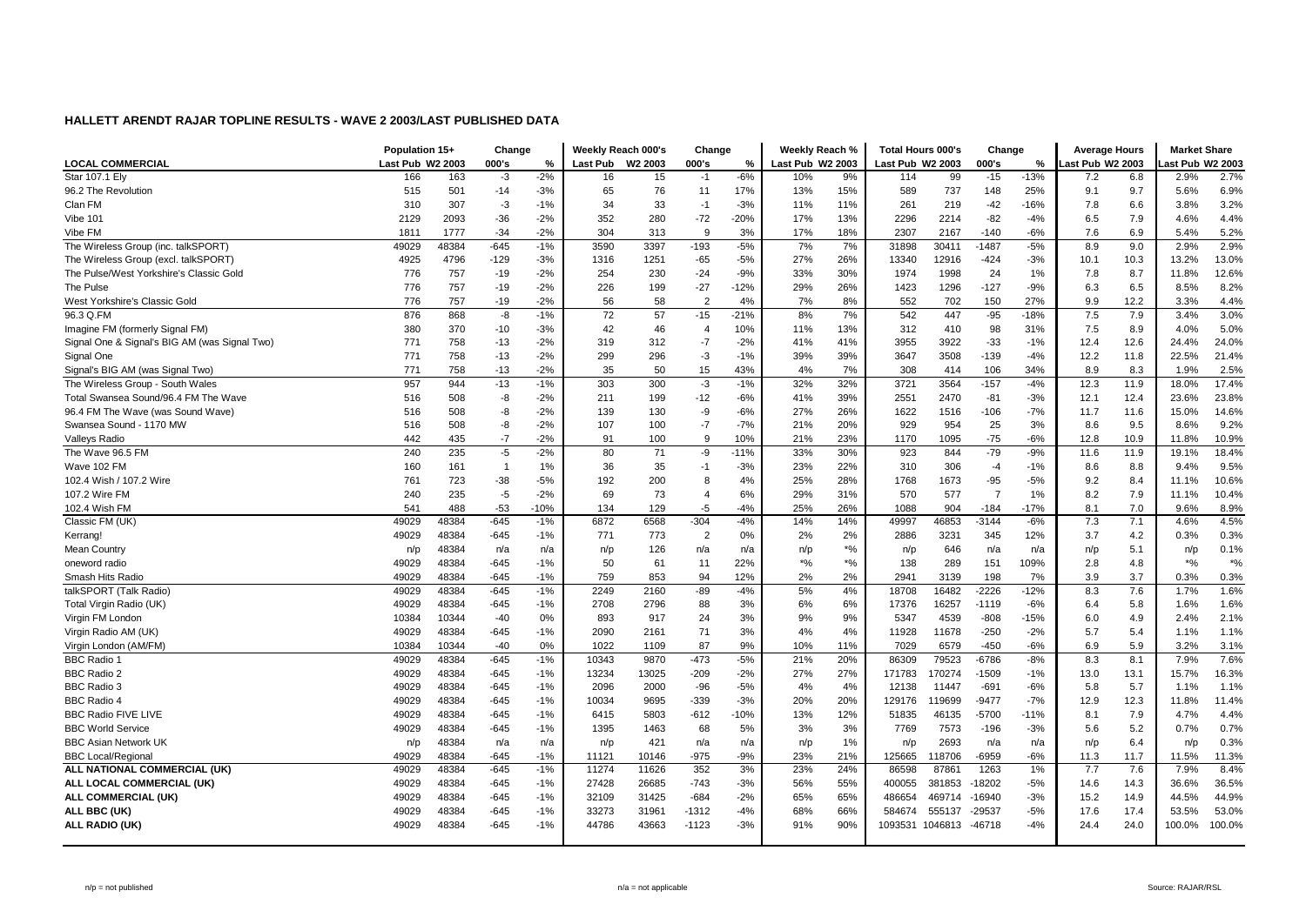## HALLETT ARENDT RAJAR TOPLINE RESULTS - WAVE 2 2003/LAST PUBLISHED DATA

| | Population 15+ | | Change | | Weekly Reach 000's | | Change | | Weekly Reach % | | Total Hours 000's | | Change | | Average Hours | | Market Share | |
|---|---|---|---|---|---|---|---|---|---|---|---|---|---|---|---|---|---|---|
| LOCAL COMMERCIAL | Last Pub | W2 2003 | 000's | % | Last Pub | W2 2003 | 000's | % | Last Pub | W2 2003 | Last Pub | W2 2003 | 000's | % | Last Pub | W2 2003 | Last Pub | W2 2003 |
| Star 107.1 Ely | 166 | 163 | -3 | -2% | 16 | 15 | -1 | -6% | 10% | 9% | 114 | 99 | -15 | -13% | 7.2 | 6.8 | 2.9% | 2.7% |
| 96.2 The Revolution | 515 | 501 | -14 | -3% | 65 | 76 | 11 | 17% | 13% | 15% | 589 | 737 | 148 | 25% | 9.1 | 9.7 | 5.6% | 6.9% |
| Clan FM | 310 | 307 | -3 | -1% | 34 | 33 | -1 | -3% | 11% | 11% | 261 | 219 | -42 | -16% | 7.8 | 6.6 | 3.8% | 3.2% |
| Vibe 101 | 2129 | 2093 | -36 | -2% | 352 | 280 | -72 | -20% | 17% | 13% | 2296 | 2214 | -82 | -4% | 6.5 | 7.9 | 4.6% | 4.4% |
| Vibe FM | 1811 | 1777 | -34 | -2% | 304 | 313 | 9 | 3% | 17% | 18% | 2307 | 2167 | -140 | -6% | 7.6 | 6.9 | 5.4% | 5.2% |
| The Wireless Group (inc. talkSPORT) | 49029 | 48384 | -645 | -1% | 3590 | 3397 | -193 | -5% | 7% | 7% | 31898 | 30411 | -1487 | -5% | 8.9 | 9.0 | 2.9% | 2.9% |
| The Wireless Group (excl. talkSPORT) | 4925 | 4796 | -129 | -3% | 1316 | 1251 | -65 | -5% | 27% | 26% | 13340 | 12916 | -424 | -3% | 10.1 | 10.3 | 13.2% | 13.0% |
| The Pulse/West Yorkshire's Classic Gold | 776 | 757 | -19 | -2% | 254 | 230 | -24 | -9% | 33% | 30% | 1974 | 1998 | 24 | 1% | 7.8 | 8.7 | 11.8% | 12.6% |
| The Pulse | 776 | 757 | -19 | -2% | 226 | 199 | -27 | -12% | 29% | 26% | 1423 | 1296 | -127 | -9% | 6.3 | 6.5 | 8.5% | 8.2% |
| West Yorkshire's Classic Gold | 776 | 757 | -19 | -2% | 56 | 58 | 2 | 4% | 7% | 8% | 552 | 702 | 150 | 27% | 9.9 | 12.2 | 3.3% | 4.4% |
| 96.3 Q.FM | 876 | 868 | -8 | -1% | 72 | 57 | -15 | -21% | 8% | 7% | 542 | 447 | -95 | -18% | 7.5 | 7.9 | 3.4% | 3.0% |
| Imagine FM (formerly Signal FM) | 380 | 370 | -10 | -3% | 42 | 46 | 4 | 10% | 11% | 13% | 312 | 410 | 98 | 31% | 7.5 | 8.9 | 4.0% | 5.0% |
| Signal One & Signal's BIG AM (was Signal Two) | 771 | 758 | -13 | -2% | 319 | 312 | -7 | -2% | 41% | 41% | 3955 | 3922 | -33 | -1% | 12.4 | 12.6 | 24.4% | 24.0% |
| Signal One | 771 | 758 | -13 | -2% | 299 | 296 | -3 | -1% | 39% | 39% | 3647 | 3508 | -139 | -4% | 12.2 | 11.8 | 22.5% | 21.4% |
| Signal's BIG AM (was Signal Two) | 771 | 758 | -13 | -2% | 35 | 50 | 15 | 43% | 4% | 7% | 308 | 414 | 106 | 34% | 8.9 | 8.3 | 1.9% | 2.5% |
| The Wireless Group - South Wales | 957 | 944 | -13 | -1% | 303 | 300 | -3 | -1% | 32% | 32% | 3721 | 3564 | -157 | -4% | 12.3 | 11.9 | 18.0% | 17.4% |
| Total Swansea Sound/96.4 FM The Wave | 516 | 508 | -8 | -2% | 211 | 199 | -12 | -6% | 41% | 39% | 2551 | 2470 | -81 | -3% | 12.1 | 12.4 | 23.6% | 23.8% |
| 96.4 FM The Wave (was Sound Wave) | 516 | 508 | -8 | -2% | 139 | 130 | -9 | -6% | 27% | 26% | 1622 | 1516 | -106 | -7% | 11.7 | 11.6 | 15.0% | 14.6% |
| Swansea Sound - 1170 MW | 516 | 508 | -8 | -2% | 107 | 100 | -7 | -7% | 21% | 20% | 929 | 954 | 25 | 3% | 8.6 | 9.5 | 8.6% | 9.2% |
| Valleys Radio | 442 | 435 | -7 | -2% | 91 | 100 | 9 | 10% | 21% | 23% | 1170 | 1095 | -75 | -6% | 12.8 | 10.9 | 11.8% | 10.9% |
| The Wave 96.5 FM | 240 | 235 | -5 | -2% | 80 | 71 | -9 | -11% | 33% | 30% | 923 | 844 | -79 | -9% | 11.6 | 11.9 | 19.1% | 18.4% |
| Wave 102 FM | 160 | 161 | 1 | 1% | 36 | 35 | -1 | -3% | 23% | 22% | 310 | 306 | -4 | -1% | 8.6 | 8.8 | 9.4% | 9.5% |
| 102.4 Wish / 107.2 Wire | 761 | 723 | -38 | -5% | 192 | 200 | 8 | 4% | 25% | 28% | 1768 | 1673 | -95 | -5% | 9.2 | 8.4 | 11.1% | 10.6% |
| 107.2 Wire FM | 240 | 235 | -5 | -2% | 69 | 73 | 4 | 6% | 29% | 31% | 570 | 577 | 7 | 1% | 8.2 | 7.9 | 11.1% | 10.4% |
| 102.4 Wish FM | 541 | 488 | -53 | -10% | 134 | 129 | -5 | -4% | 25% | 26% | 1088 | 904 | -184 | -17% | 8.1 | 7.0 | 9.6% | 8.9% |
| Classic FM (UK) | 49029 | 48384 | -645 | -1% | 6872 | 6568 | -304 | -4% | 14% | 14% | 49997 | 46853 | -3144 | -6% | 7.3 | 7.1 | 4.6% | 4.5% |
| Kerrang! | 49029 | 48384 | -645 | -1% | 771 | 773 | 2 | 0% | 2% | 2% | 2886 | 3231 | 345 | 12% | 3.7 | 4.2 | 0.3% | 0.3% |
| Mean Country | n/p | 48384 | n/a | n/a | n/p | 126 | n/a | n/a | n/p | *% | n/p | 646 | n/a | n/a | n/p | 5.1 | n/p | 0.1% |
| oneword radio | 49029 | 48384 | -645 | -1% | 50 | 61 | 11 | 22% | *% | *% | 138 | 289 | 151 | 109% | 2.8 | 4.8 | *% | *% |
| Smash Hits Radio | 49029 | 48384 | -645 | -1% | 759 | 853 | 94 | 12% | 2% | 2% | 2941 | 3139 | 198 | 7% | 3.9 | 3.7 | 0.3% | 0.3% |
| talkSPORT (Talk Radio) | 49029 | 48384 | -645 | -1% | 2249 | 2160 | -89 | -4% | 5% | 4% | 18708 | 16482 | -2226 | -12% | 8.3 | 7.6 | 1.7% | 1.6% |
| Total Virgin Radio (UK) | 49029 | 48384 | -645 | -1% | 2708 | 2796 | 88 | 3% | 6% | 6% | 17376 | 16257 | -1119 | -6% | 6.4 | 5.8 | 1.6% | 1.6% |
| Virgin FM London | 10384 | 10344 | -40 | 0% | 893 | 917 | 24 | 3% | 9% | 9% | 5347 | 4539 | -808 | -15% | 6.0 | 4.9 | 2.4% | 2.1% |
| Virgin Radio AM (UK) | 49029 | 48384 | -645 | -1% | 2090 | 2161 | 71 | 3% | 4% | 4% | 11928 | 11678 | -250 | -2% | 5.7 | 5.4 | 1.1% | 1.1% |
| Virgin London (AM/FM) | 10384 | 10344 | -40 | 0% | 1022 | 1109 | 87 | 9% | 10% | 11% | 7029 | 6579 | -450 | -6% | 6.9 | 5.9 | 3.2% | 3.1% |
| BBC Radio 1 | 49029 | 48384 | -645 | -1% | 10343 | 9870 | -473 | -5% | 21% | 20% | 86309 | 79523 | -6786 | -8% | 8.3 | 8.1 | 7.9% | 7.6% |
| BBC Radio 2 | 49029 | 48384 | -645 | -1% | 13234 | 13025 | -209 | -2% | 27% | 27% | 171783 | 170274 | -1509 | -1% | 13.0 | 13.1 | 15.7% | 16.3% |
| BBC Radio 3 | 49029 | 48384 | -645 | -1% | 2096 | 2000 | -96 | -5% | 4% | 4% | 12138 | 11447 | -691 | -6% | 5.8 | 5.7 | 1.1% | 1.1% |
| BBC Radio 4 | 49029 | 48384 | -645 | -1% | 10034 | 9695 | -339 | -3% | 20% | 20% | 129176 | 119699 | -9477 | -7% | 12.9 | 12.3 | 11.8% | 11.4% |
| BBC Radio FIVE LIVE | 49029 | 48384 | -645 | -1% | 6415 | 5803 | -612 | -10% | 13% | 12% | 51835 | 46135 | -5700 | -11% | 8.1 | 7.9 | 4.7% | 4.4% |
| BBC World Service | 49029 | 48384 | -645 | -1% | 1395 | 1463 | 68 | 5% | 3% | 3% | 7769 | 7573 | -196 | -3% | 5.6 | 5.2 | 0.7% | 0.7% |
| BBC Asian Network UK | n/p | 48384 | n/a | n/a | n/p | 421 | n/a | n/a | n/p | 1% | n/p | 2693 | n/a | n/a | n/p | 6.4 | n/p | 0.3% |
| BBC Local/Regional | 49029 | 48384 | -645 | -1% | 11121 | 10146 | -975 | -9% | 23% | 21% | 125665 | 118706 | -6959 | -6% | 11.3 | 11.7 | 11.5% | 11.3% |
| **ALL NATIONAL COMMERCIAL (UK)** | 49029 | 48384 | -645 | -1% | 11274 | 11626 | 352 | 3% | 23% | 24% | 86598 | 87861 | 1263 | 1% | 7.7 | 7.6 | 7.9% | 8.4% |
| **ALL LOCAL COMMERCIAL (UK)** | 49029 | 48384 | -645 | -1% | 27428 | 26685 | -743 | -3% | 56% | 55% | 400055 | 381853 | -18202 | -5% | 14.6 | 14.3 | 36.6% | 36.5% |
| **ALL COMMERCIAL (UK)** | 49029 | 48384 | -645 | -1% | 32109 | 31425 | -684 | -2% | 65% | 65% | 486654 | 469714 | -16940 | -3% | 15.2 | 14.9 | 44.5% | 44.9% |
| **ALL BBC (UK)** | 49029 | 48384 | -645 | -1% | 33273 | 31961 | -1312 | -4% | 68% | 66% | 584674 | 555137 | -29537 | -5% | 17.6 | 17.4 | 53.5% | 53.0% |
| **ALL RADIO (UK)** | 49029 | 48384 | -645 | -1% | 44786 | 43663 | -1123 | -3% | 91% | 90% | 1093531 | 1046813 | -46718 | -4% | 24.4 | 24.0 | 100.0% | 100.0% |

n/p = not published

n/a = not applicable

Source: RAJAR/RSL